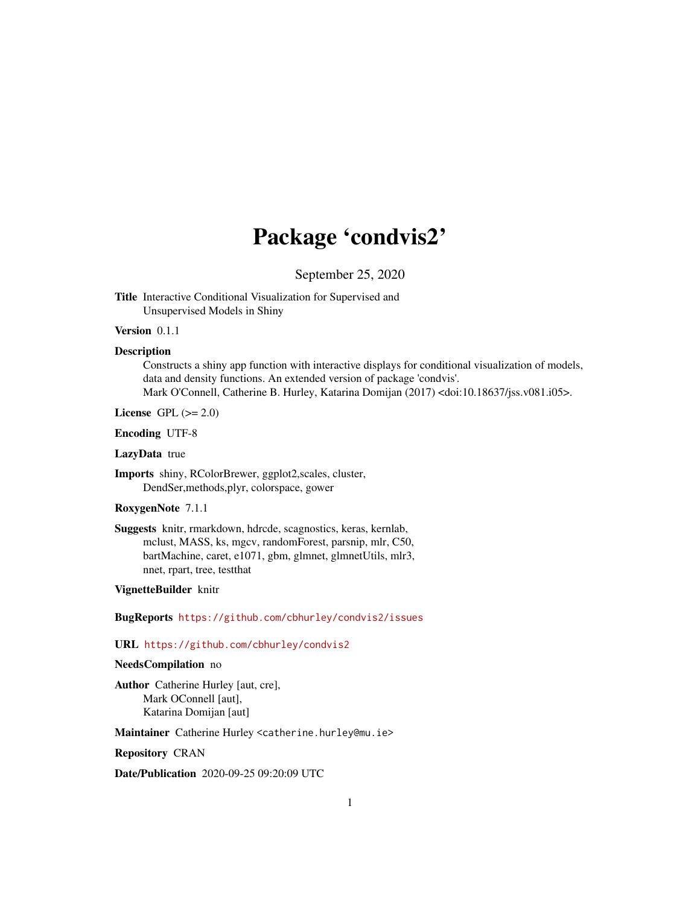# Package 'condvis2'

September 25, 2020

**Title** Interactive Conditional Visualization for Supervised and Unsupervised Models in Shiny

**Version** 0.1.1

**Description** Constructs a shiny app function with interactive displays for conditional visualization of models, data and density functions. An extended version of package 'condvis'. Mark O'Connell, Catherine B. Hurley, Katarina Domijan (2017) <doi:10.18637/jss.v081.i05>.

**License** GPL (>= 2.0)

**Encoding** UTF-8

**LazyData** true

**Imports** shiny, RColorBrewer, ggplot2,scales, cluster, DendSer,methods,plyr, colorspace, gower

**RoxygenNote** 7.1.1

**Suggests** knitr, rmarkdown, hdrcde, scagnostics, keras, kernlab, mclust, MASS, ks, mgcv, randomForest, parsnip, mlr, C50, bartMachine, caret, e1071, gbm, glmnet, glmnetUtils, mlr3, nnet, rpart, tree, testthat

**VignetteBuilder** knitr

**BugReports** https://github.com/cbhurley/condvis2/issues

**URL** https://github.com/cbhurley/condvis2

**NeedsCompilation** no

**Author** Catherine Hurley [aut, cre], Mark OConnell [aut], Katarina Domijan [aut]

**Maintainer** Catherine Hurley <catherine.hurley@mu.ie>

**Repository** CRAN

**Date/Publication** 2020-09-25 09:20:09 UTC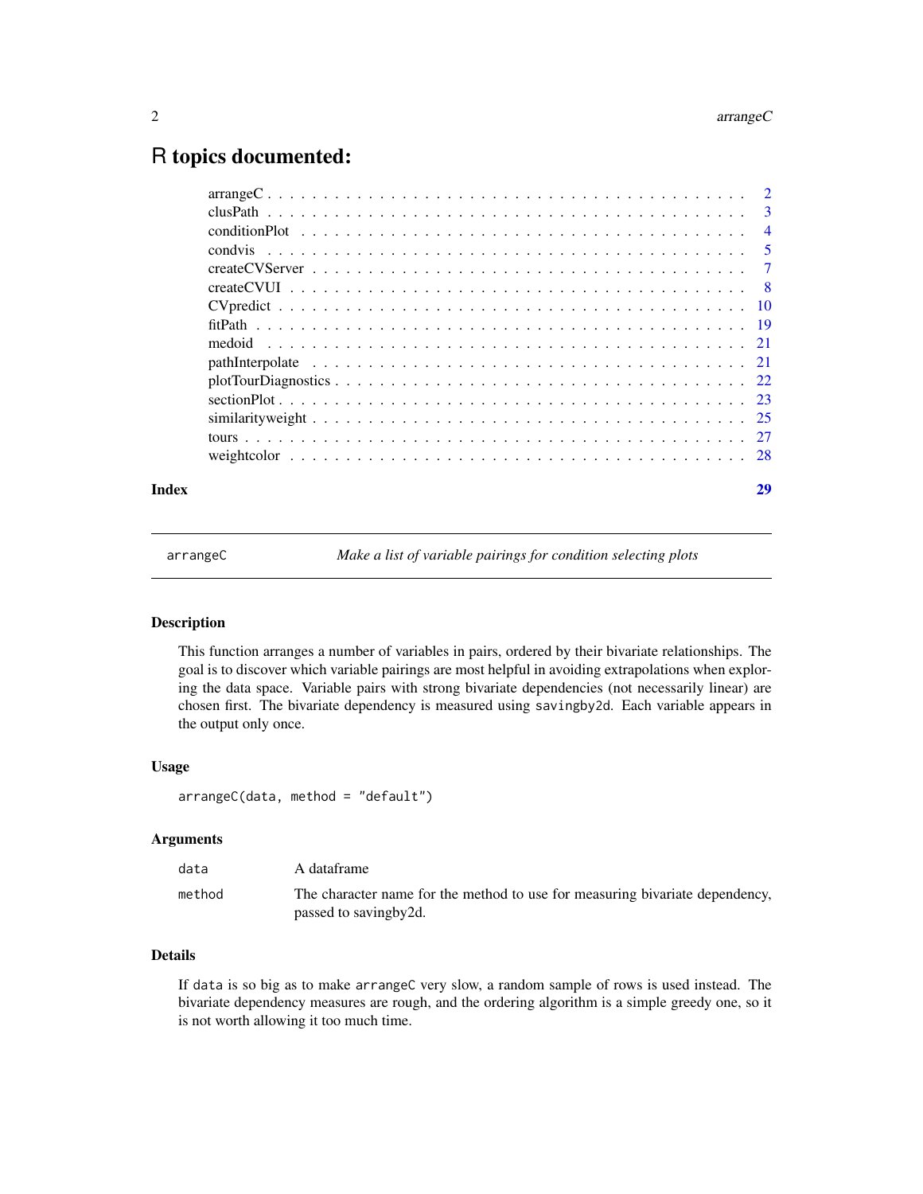# R topics documented:

| | |
|---|---|
| arrangeC | 2 |
| clusPath | 3 |
| conditionPlot | 4 |
| condvis | 5 |
| createCVServer | 7 |
| createCVUI | 8 |
| CVpredict | 10 |
| fitPath | 19 |
| medoid | 21 |
| pathInterpolate | 21 |
| plotTourDiagnostics | 22 |
| sectionPlot | 23 |
| similarityweight | 25 |
| tours | 27 |
| weightcolor | 28 |
| **Index** | **29** |

---

## arrangeC — *Make a list of variable pairings for condition selecting plots*

### Description

This function arranges a number of variables in pairs, ordered by their bivariate relationships. The goal is to discover which variable pairings are most helpful in avoiding extrapolations when exploring the data space. Variable pairs with strong bivariate dependencies (not necessarily linear) are chosen first. The bivariate dependency is measured using `savingby2d`. Each variable appears in the output only once.

### Usage

```
arrangeC(data, method = "default")
```

### Arguments

| | |
|---|---|
| `data` | A dataframe |
| `method` | The character name for the method to use for measuring bivariate dependency, passed to savingby2d. |

### Details

If `data` is so big as to make `arrangeC` very slow, a random sample of rows is used instead. The bivariate dependency measures are rough, and the ordering algorithm is a simple greedy one, so it is not worth allowing it too much time.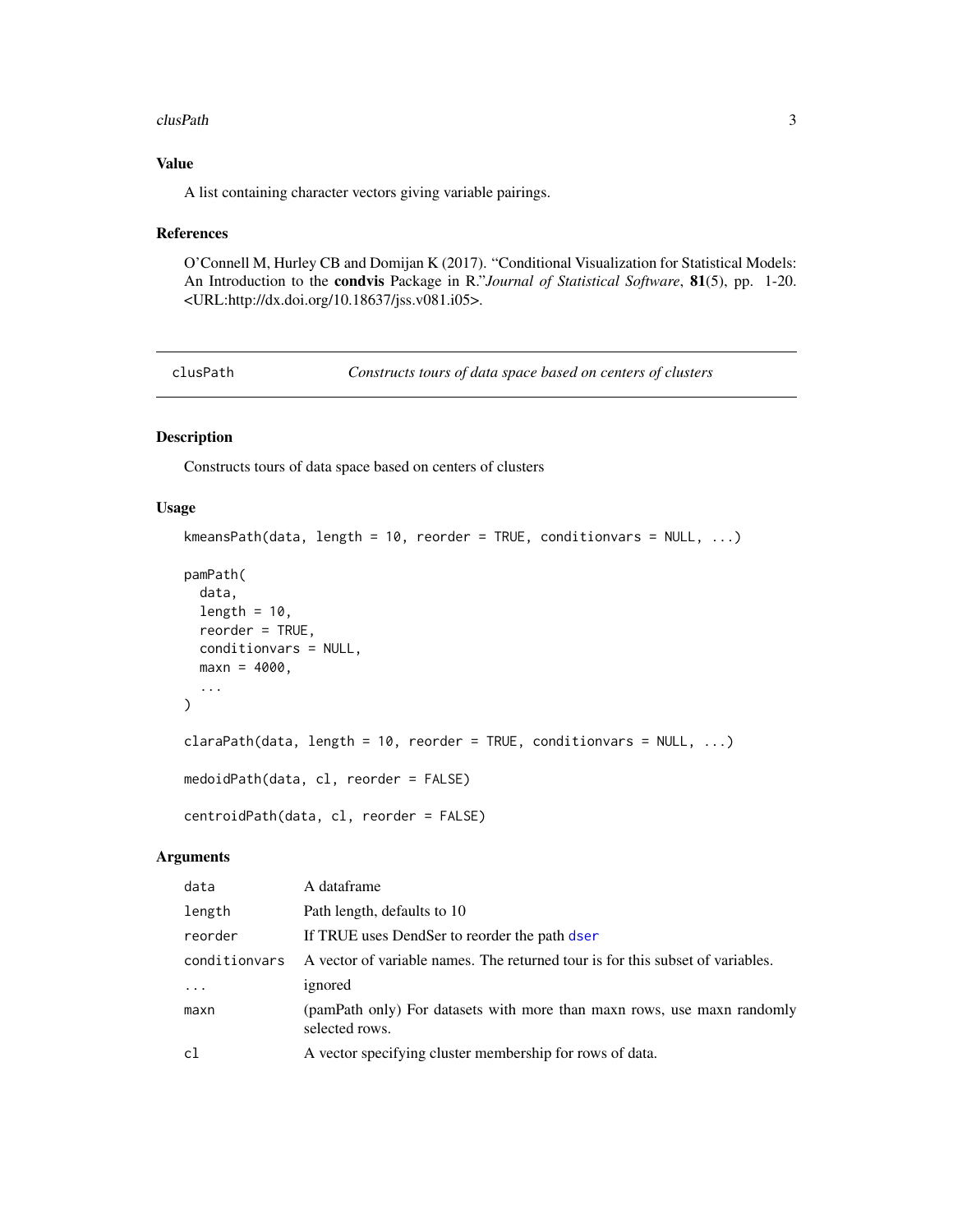## Value

A list containing character vectors giving variable pairings.

## References

O'Connell M, Hurley CB and Domijan K (2017). "Conditional Visualization for Statistical Models: An Introduction to the **condvis** Package in R."*Journal of Statistical Software*, **81**(5), pp. 1-20. <URL:http://dx.doi.org/10.18637/jss.v081.i05>.

---

# clusPath — *Constructs tours of data space based on centers of clusters*

## Description

Constructs tours of data space based on centers of clusters

## Usage

```
kmeansPath(data, length = 10, reorder = TRUE, conditionvars = NULL, ...)

pamPath(
  data,
  length = 10,
  reorder = TRUE,
  conditionvars = NULL,
  maxn = 4000,
  ...
)

claraPath(data, length = 10, reorder = TRUE, conditionvars = NULL, ...)

medoidPath(data, cl, reorder = FALSE)

centroidPath(data, cl, reorder = FALSE)
```

## Arguments

| | |
|---|---|
| `data` | A dataframe |
| `length` | Path length, defaults to 10 |
| `reorder` | If TRUE uses DendSer to reorder the path `dser` |
| `conditionvars` | A vector of variable names. The returned tour is for this subset of variables. |
| `...` | ignored |
| `maxn` | (pamPath only) For datasets with more than maxn rows, use maxn randomly selected rows. |
| `cl` | A vector specifying cluster membership for rows of data. |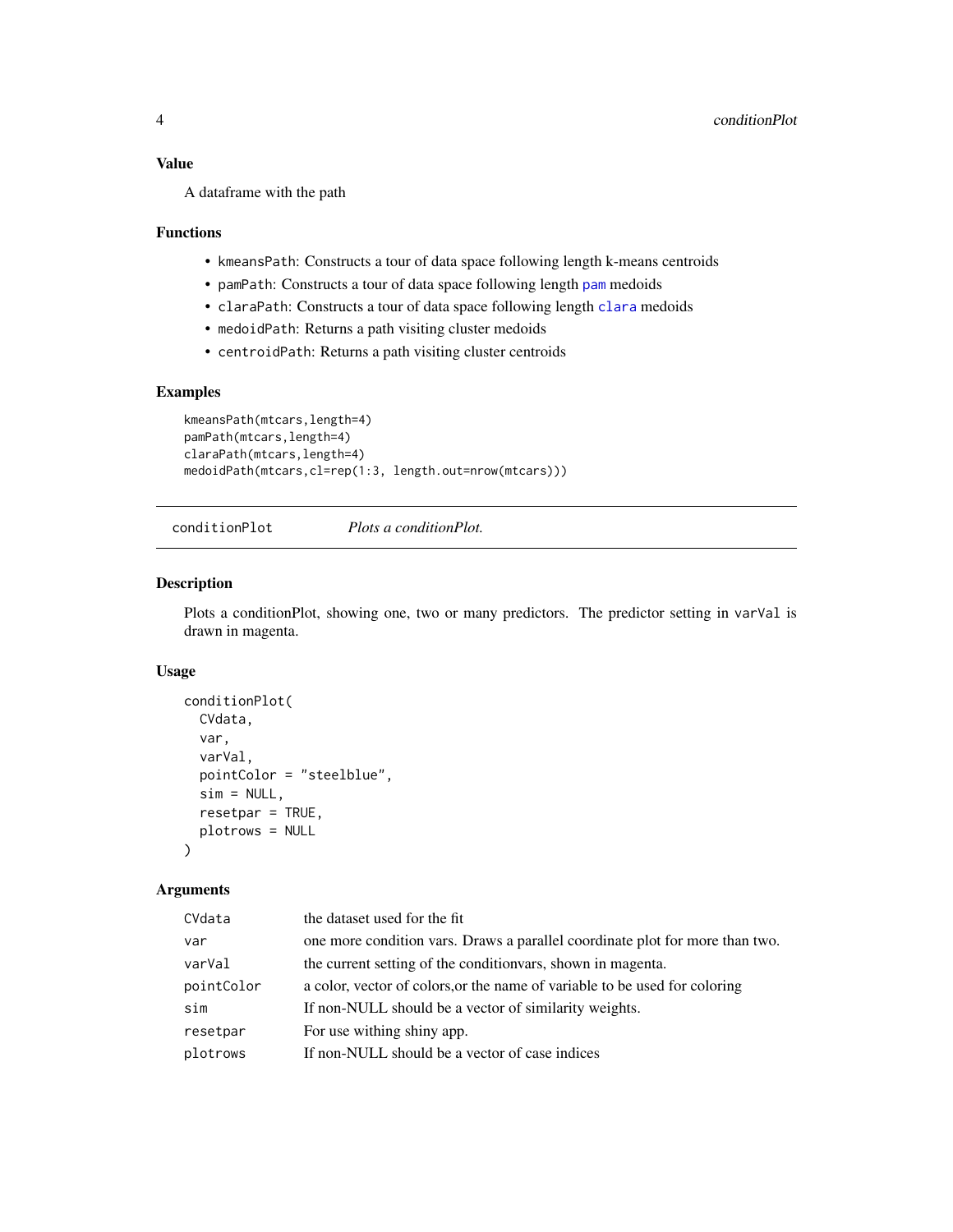### Value

A dataframe with the path

### Functions

- `kmeansPath`: Constructs a tour of data space following length k-means centroids
- `pamPath`: Constructs a tour of data space following length `pam` medoids
- `claraPath`: Constructs a tour of data space following length `clara` medoids
- `medoidPath`: Returns a path visiting cluster medoids
- `centroidPath`: Returns a path visiting cluster centroids

### Examples

```
kmeansPath(mtcars,length=4)
pamPath(mtcars,length=4)
claraPath(mtcars,length=4)
medoidPath(mtcars,cl=rep(1:3, length.out=nrow(mtcars)))
```

---

## conditionPlot    *Plots a conditionPlot.*

---

### Description

Plots a conditionPlot, showing one, two or many predictors. The predictor setting in `varVal` is drawn in magenta.

### Usage

```
conditionPlot(
  CVdata,
  var,
  varVal,
  pointColor = "steelblue",
  sim = NULL,
  resetpar = TRUE,
  plotrows = NULL
)
```

### Arguments

| | |
|---|---|
| `CVdata` | the dataset used for the fit |
| `var` | one more condition vars. Draws a parallel coordinate plot for more than two. |
| `varVal` | the current setting of the conditionvars, shown in magenta. |
| `pointColor` | a color, vector of colors,or the name of variable to be used for coloring |
| `sim` | If non-NULL should be a vector of similarity weights. |
| `resetpar` | For use withing shiny app. |
| `plotrows` | If non-NULL should be a vector of case indices |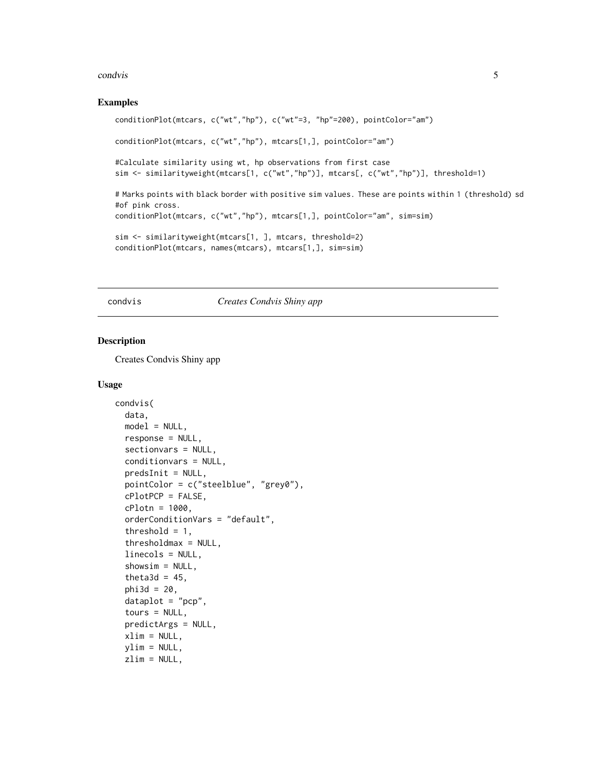## Examples

```
conditionPlot(mtcars, c("wt","hp"), c("wt"=3, "hp"=200), pointColor="am")

conditionPlot(mtcars, c("wt","hp"), mtcars[1,], pointColor="am")

#Calculate similarity using wt, hp observations from first case
sim <- similarityweight(mtcars[1, c("wt","hp")], mtcars[, c("wt","hp")], threshold=1)

# Marks points with black border with positive sim values. These are points within 1 (threshold) sd
#of pink cross.
conditionPlot(mtcars, c("wt","hp"), mtcars[1,], pointColor="am", sim=sim)

sim <- similarityweight(mtcars[1, ], mtcars, threshold=2)
conditionPlot(mtcars, names(mtcars), mtcars[1,], sim=sim)
```

---

`condvis` *Creates Condvis Shiny app*

---

## Description

Creates Condvis Shiny app

## Usage

```
condvis(
  data,
  model = NULL,
  response = NULL,
  sectionvars = NULL,
  conditionvars = NULL,
  predsInit = NULL,
  pointColor = c("steelblue", "grey0"),
  cPlotPCP = FALSE,
  cPlotn = 1000,
  orderConditionVars = "default",
  threshold = 1,
  thresholdmax = NULL,
  linecols = NULL,
  showsim = NULL,
  theta3d = 45,
  phi3d = 20,
  dataplot = "pcp",
  tours = NULL,
  predictArgs = NULL,
  xlim = NULL,
  ylim = NULL,
  zlim = NULL,
```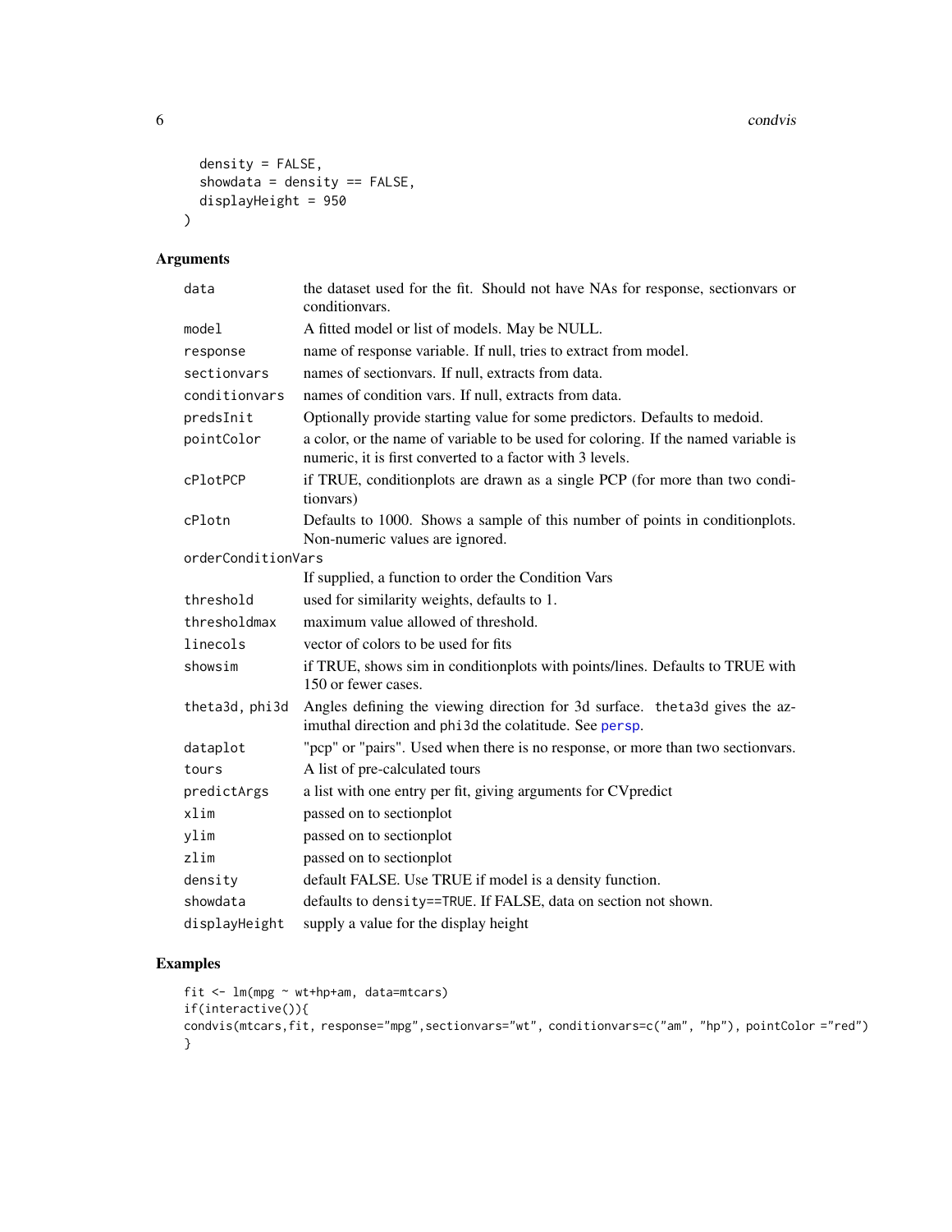```
  density = FALSE,
  showdata = density == FALSE,
  displayHeight = 950
)
```

## Arguments

| | |
|---|---|
| data | the dataset used for the fit. Should not have NAs for response, sectionvars or conditionvars. |
| model | A fitted model or list of models. May be NULL. |
| response | name of response variable. If null, tries to extract from model. |
| sectionvars | names of sectionvars. If null, extracts from data. |
| conditionvars | names of condition vars. If null, extracts from data. |
| predsInit | Optionally provide starting value for some predictors. Defaults to medoid. |
| pointColor | a color, or the name of variable to be used for coloring. If the named variable is numeric, it is first converted to a factor with 3 levels. |
| cPlotPCP | if TRUE, conditionplots are drawn as a single PCP (for more than two conditionvars) |
| cPlotn | Defaults to 1000. Shows a sample of this number of points in conditionplots. Non-numeric values are ignored. |
| orderConditionVars | If supplied, a function to order the Condition Vars |
| threshold | used for similarity weights, defaults to 1. |
| thresholdmax | maximum value allowed of threshold. |
| linecols | vector of colors to be used for fits |
| showsim | if TRUE, shows sim in conditionplots with points/lines. Defaults to TRUE with 150 or fewer cases. |
| theta3d, phi3d | Angles defining the viewing direction for 3d surface. theta3d gives the azimuthal direction and phi3d the colatitude. See persp. |
| dataplot | "pcp" or "pairs". Used when there is no response, or more than two sectionvars. |
| tours | A list of pre-calculated tours |
| predictArgs | a list with one entry per fit, giving arguments for CVpredict |
| xlim | passed on to sectionplot |
| ylim | passed on to sectionplot |
| zlim | passed on to sectionplot |
| density | default FALSE. Use TRUE if model is a density function. |
| showdata | defaults to density==TRUE. If FALSE, data on section not shown. |
| displayHeight | supply a value for the display height |

## Examples

```
fit <- lm(mpg ~ wt+hp+am, data=mtcars)
if(interactive()){
condvis(mtcars,fit, response="mpg",sectionvars="wt", conditionvars=c("am", "hp"), pointColor ="red")
}
```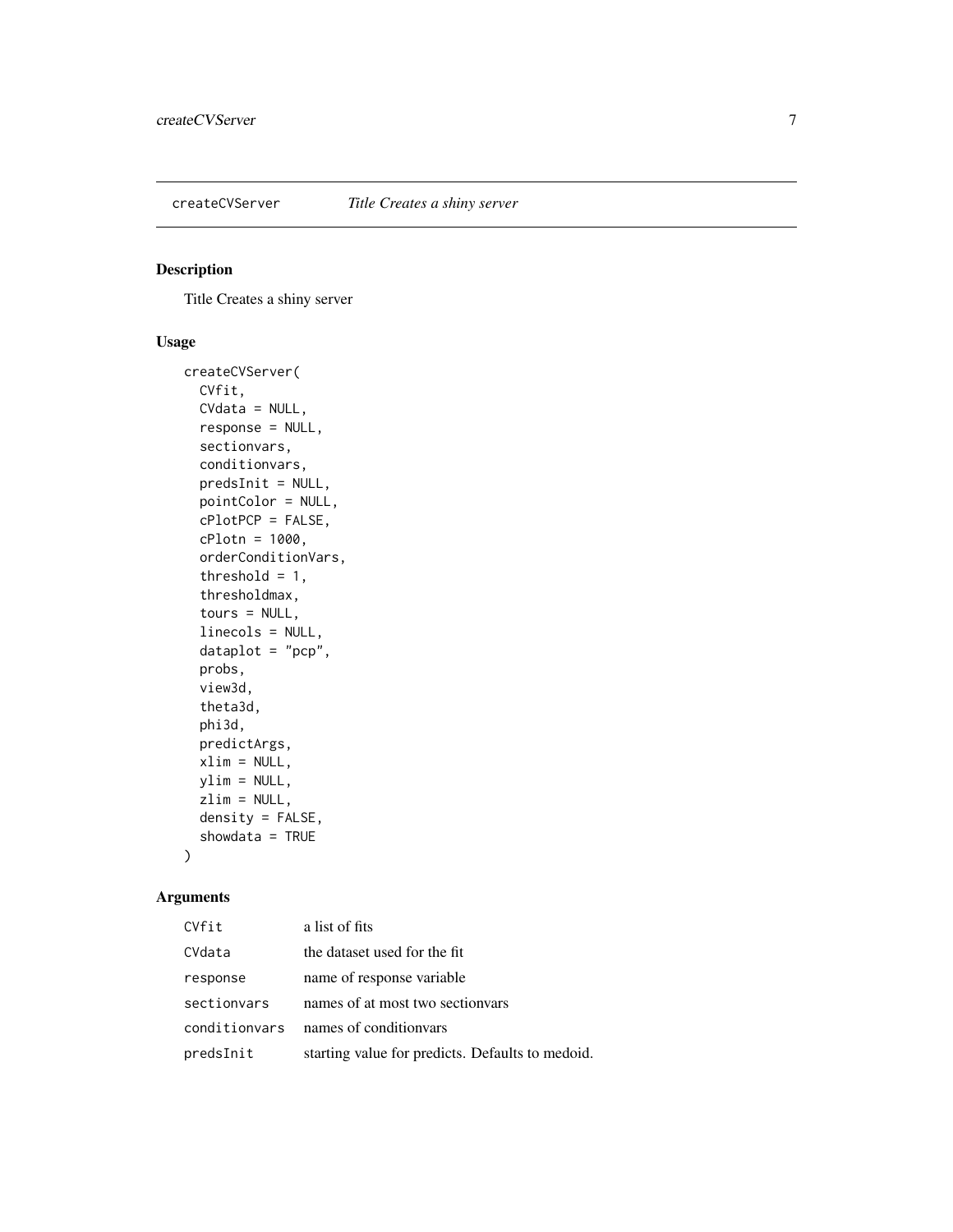## createCVServer — *Title Creates a shiny server*

### Description

Title Creates a shiny server

### Usage

```
createCVServer(
  CVfit,
  CVdata = NULL,
  response = NULL,
  sectionvars,
  conditionvars,
  predsInit = NULL,
  pointColor = NULL,
  cPlotPCP = FALSE,
  cPlotn = 1000,
  orderConditionVars,
  threshold = 1,
  thresholdmax,
  tours = NULL,
  linecols = NULL,
  dataplot = "pcp",
  probs,
  view3d,
  theta3d,
  phi3d,
  predictArgs,
  xlim = NULL,
  ylim = NULL,
  zlim = NULL,
  density = FALSE,
  showdata = TRUE
)
```

### Arguments

| | |
|---|---|
| `CVfit` | a list of fits |
| `CVdata` | the dataset used for the fit |
| `response` | name of response variable |
| `sectionvars` | names of at most two sectionvars |
| `conditionvars` | names of conditionvars |
| `predsInit` | starting value for predicts. Defaults to medoid. |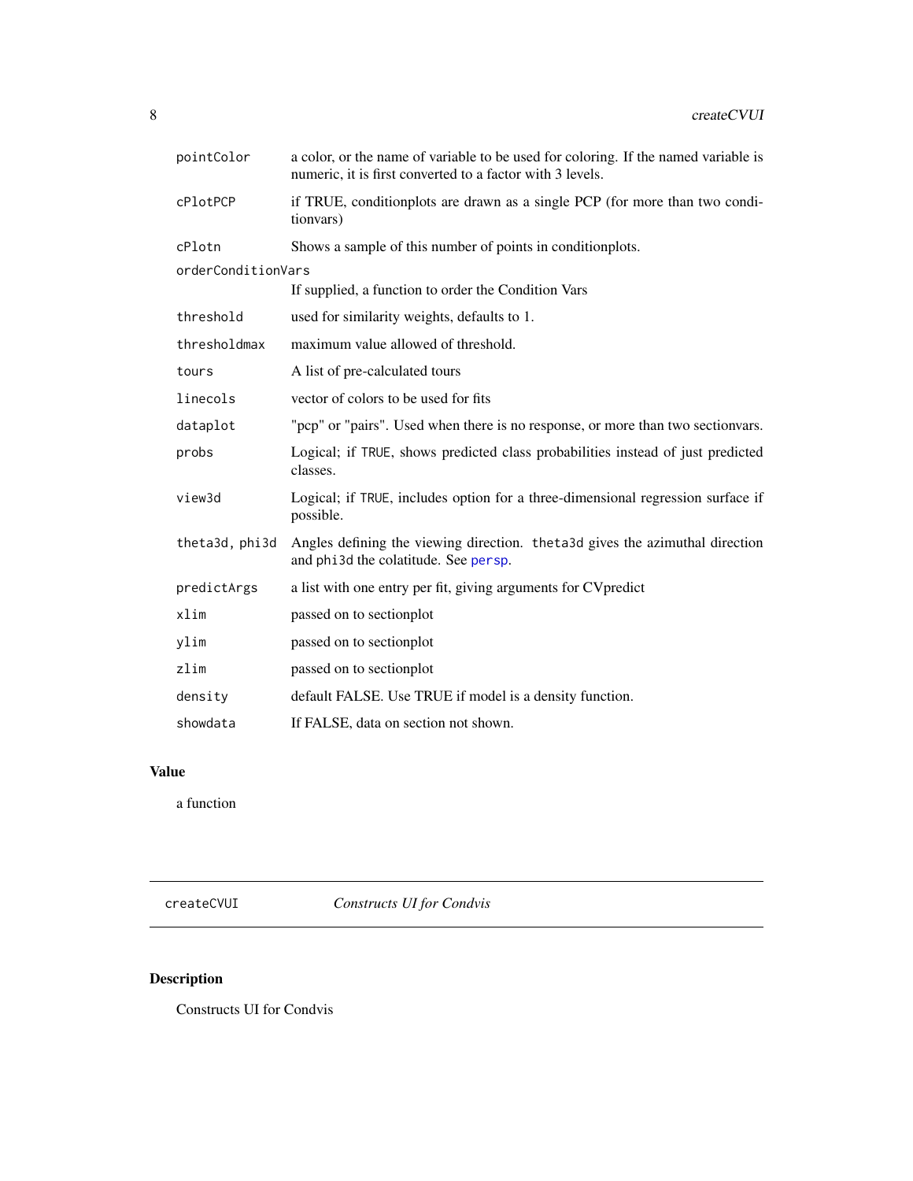| | |
|---|---|
| `pointColor` | a color, or the name of variable to be used for coloring. If the named variable is numeric, it is first converted to a factor with 3 levels. |
| `cPlotPCP` | if TRUE, conditionplots are drawn as a single PCP (for more than two conditionvars) |
| `cPlotn` | Shows a sample of this number of points in conditionplots. |
| `orderConditionVars` | If supplied, a function to order the Condition Vars |
| `threshold` | used for similarity weights, defaults to 1. |
| `thresholdmax` | maximum value allowed of threshold. |
| `tours` | A list of pre-calculated tours |
| `linecols` | vector of colors to be used for fits |
| `dataplot` | "pcp" or "pairs". Used when there is no response, or more than two sectionvars. |
| `probs` | Logical; if `TRUE`, shows predicted class probabilities instead of just predicted classes. |
| `view3d` | Logical; if `TRUE`, includes option for a three-dimensional regression surface if possible. |
| `theta3d, phi3d` | Angles defining the viewing direction. `theta3d` gives the azimuthal direction and `phi3d` the colatitude. See `persp`. |
| `predictArgs` | a list with one entry per fit, giving arguments for CVpredict |
| `xlim` | passed on to sectionplot |
| `ylim` | passed on to sectionplot |
| `zlim` | passed on to sectionplot |
| `density` | default FALSE. Use TRUE if model is a density function. |
| `showdata` | If FALSE, data on section not shown. |

## Value

a function

---

`createCVUI` *Constructs UI for Condvis*

---

## Description

Constructs UI for Condvis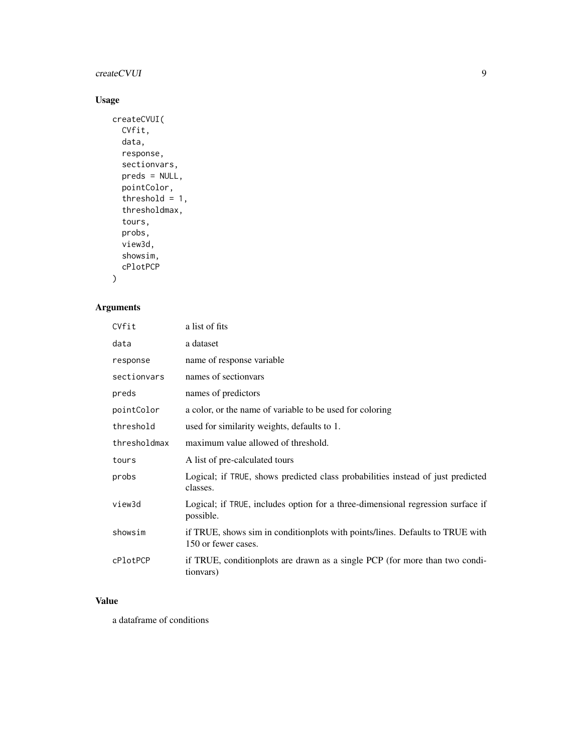## Usage

```
createCVUI(
  CVfit,
  data,
  response,
  sectionvars,
  preds = NULL,
  pointColor,
  threshold = 1,
  thresholdmax,
  tours,
  probs,
  view3d,
  showsim,
  cPlotPCP
)
```

## Arguments

| | |
|---|---|
| CVfit | a list of fits |
| data | a dataset |
| response | name of response variable |
| sectionvars | names of sectionvars |
| preds | names of predictors |
| pointColor | a color, or the name of variable to be used for coloring |
| threshold | used for similarity weights, defaults to 1. |
| thresholdmax | maximum value allowed of threshold. |
| tours | A list of pre-calculated tours |
| probs | Logical; if TRUE, shows predicted class probabilities instead of just predicted classes. |
| view3d | Logical; if TRUE, includes option for a three-dimensional regression surface if possible. |
| showsim | if TRUE, shows sim in conditionplots with points/lines. Defaults to TRUE with 150 or fewer cases. |
| cPlotPCP | if TRUE, conditionplots are drawn as a single PCP (for more than two conditionvars) |

## Value

a dataframe of conditions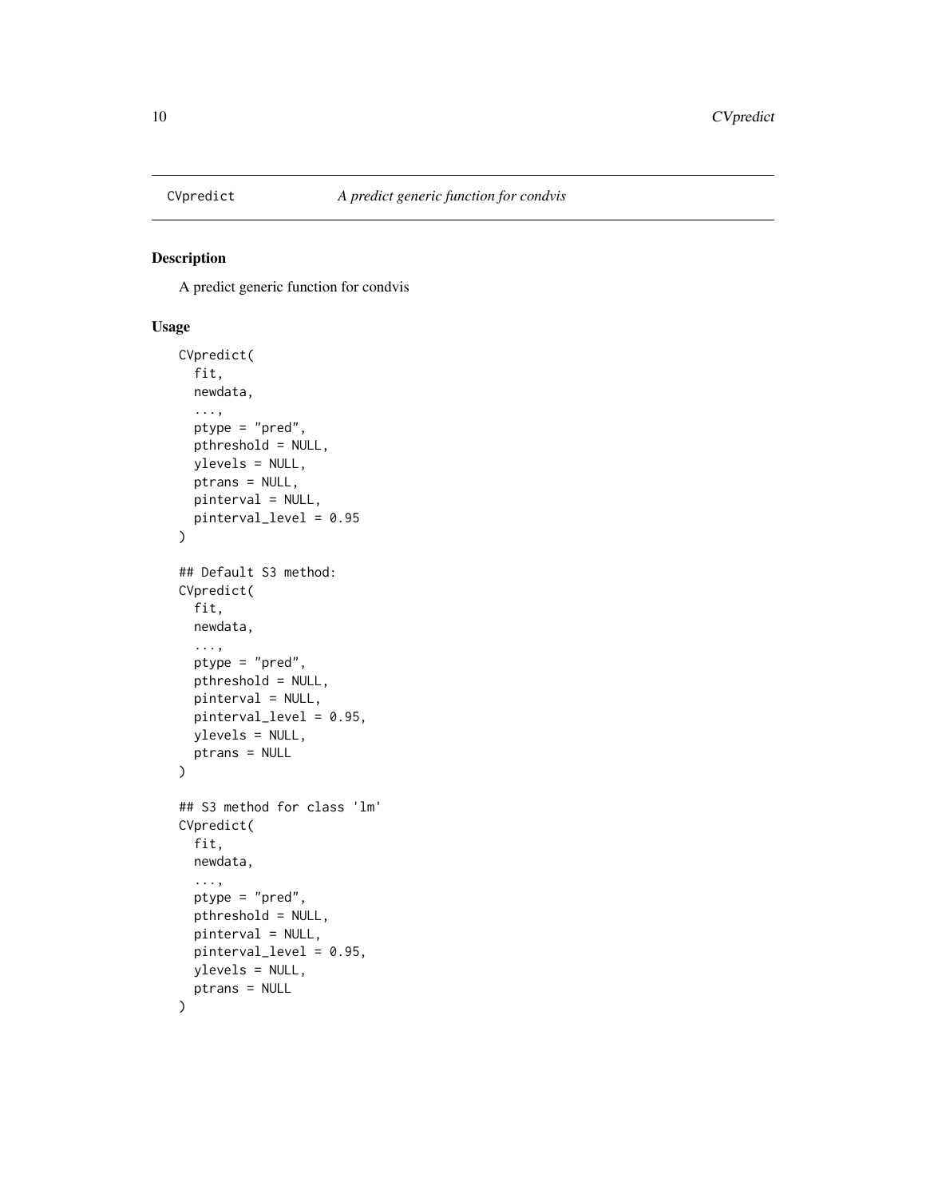CVpredict *A predict generic function for condvis*

## Description

A predict generic function for condvis

## Usage

```
CVpredict(
  fit,
  newdata,
  ...,
  ptype = "pred",
  pthreshold = NULL,
  ylevels = NULL,
  ptrans = NULL,
  pinterval = NULL,
  pinterval_level = 0.95
)

## Default S3 method:
CVpredict(
  fit,
  newdata,
  ...,
  ptype = "pred",
  pthreshold = NULL,
  pinterval = NULL,
  pinterval_level = 0.95,
  ylevels = NULL,
  ptrans = NULL
)

## S3 method for class 'lm'
CVpredict(
  fit,
  newdata,
  ...,
  ptype = "pred",
  pthreshold = NULL,
  pinterval = NULL,
  pinterval_level = 0.95,
  ylevels = NULL,
  ptrans = NULL
)
```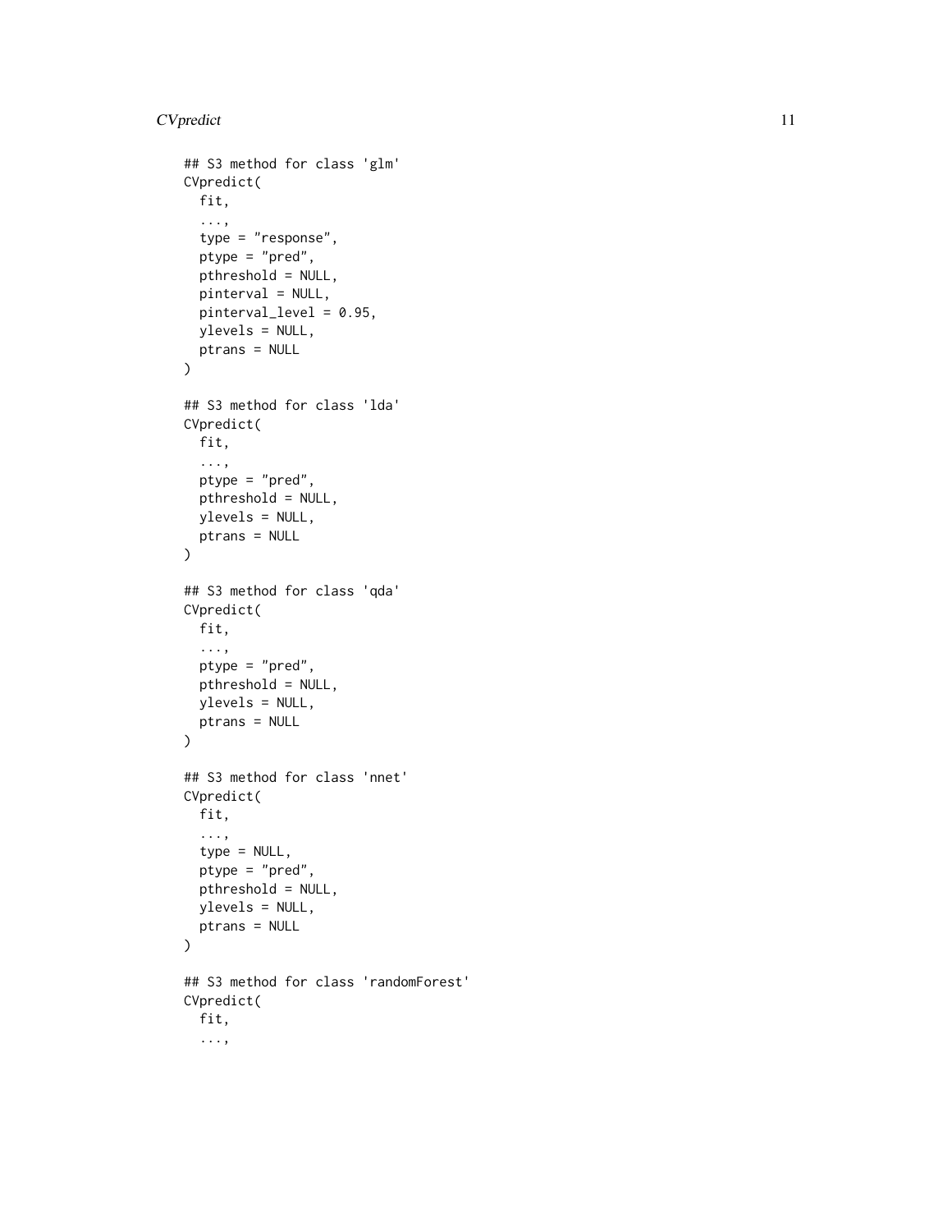```
## S3 method for class 'glm'
CVpredict(
  fit,
  ...,
  type = "response",
  ptype = "pred",
  pthreshold = NULL,
  pinterval = NULL,
  pinterval_level = 0.95,
  ylevels = NULL,
  ptrans = NULL
)

## S3 method for class 'lda'
CVpredict(
  fit,
  ...,
  ptype = "pred",
  pthreshold = NULL,
  ylevels = NULL,
  ptrans = NULL
)

## S3 method for class 'qda'
CVpredict(
  fit,
  ...,
  ptype = "pred",
  pthreshold = NULL,
  ylevels = NULL,
  ptrans = NULL
)

## S3 method for class 'nnet'
CVpredict(
  fit,
  ...,
  type = NULL,
  ptype = "pred",
  pthreshold = NULL,
  ylevels = NULL,
  ptrans = NULL
)

## S3 method for class 'randomForest'
CVpredict(
  fit,
  ...,
```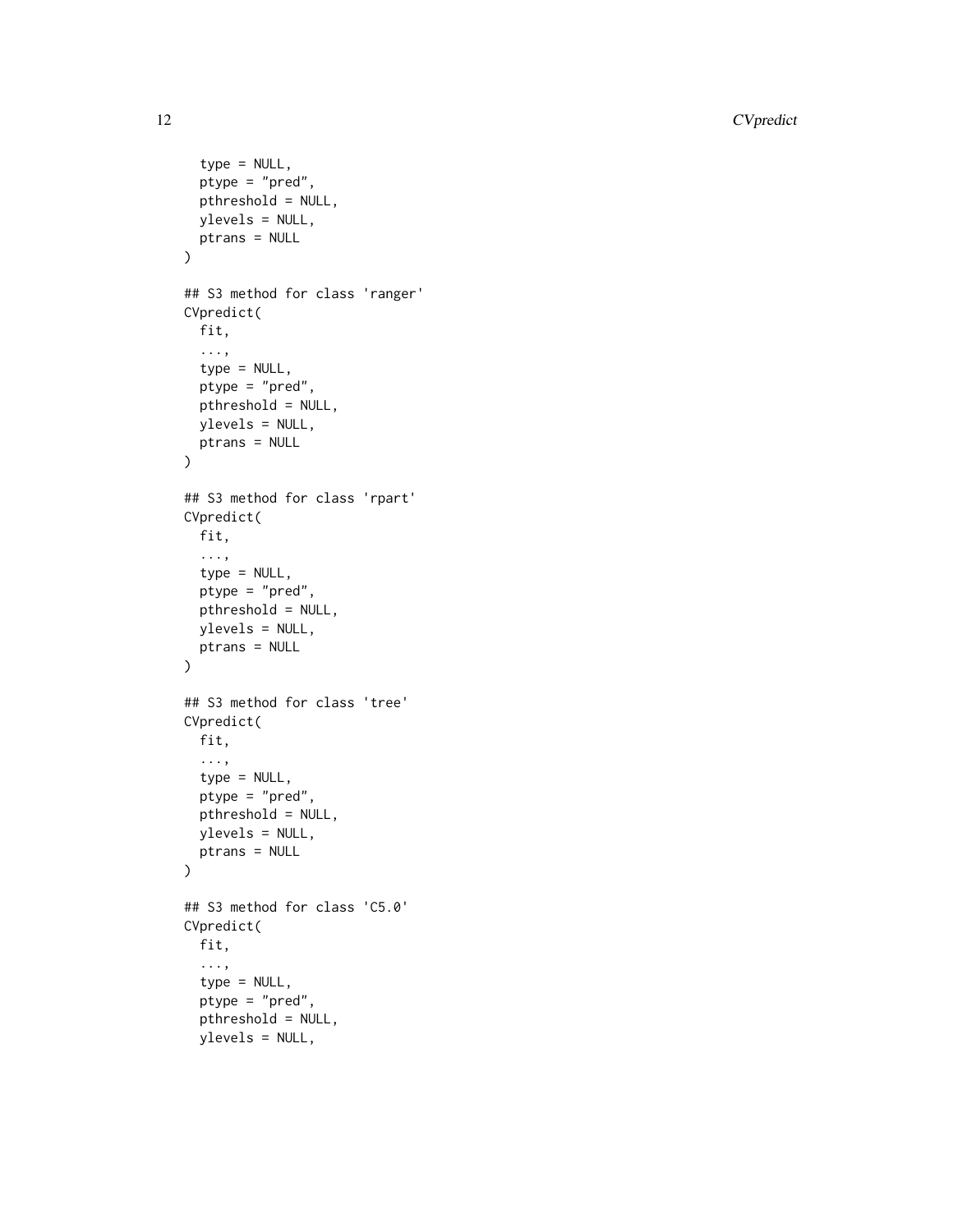```
  type = NULL,
  ptype = "pred",
  pthreshold = NULL,
  ylevels = NULL,
  ptrans = NULL
)

## S3 method for class 'ranger'
CVpredict(
  fit,
  ...,
  type = NULL,
  ptype = "pred",
  pthreshold = NULL,
  ylevels = NULL,
  ptrans = NULL
)

## S3 method for class 'rpart'
CVpredict(
  fit,
  ...,
  type = NULL,
  ptype = "pred",
  pthreshold = NULL,
  ylevels = NULL,
  ptrans = NULL
)

## S3 method for class 'tree'
CVpredict(
  fit,
  ...,
  type = NULL,
  ptype = "pred",
  pthreshold = NULL,
  ylevels = NULL,
  ptrans = NULL
)

## S3 method for class 'C5.0'
CVpredict(
  fit,
  ...,
  type = NULL,
  ptype = "pred",
  pthreshold = NULL,
  ylevels = NULL,
```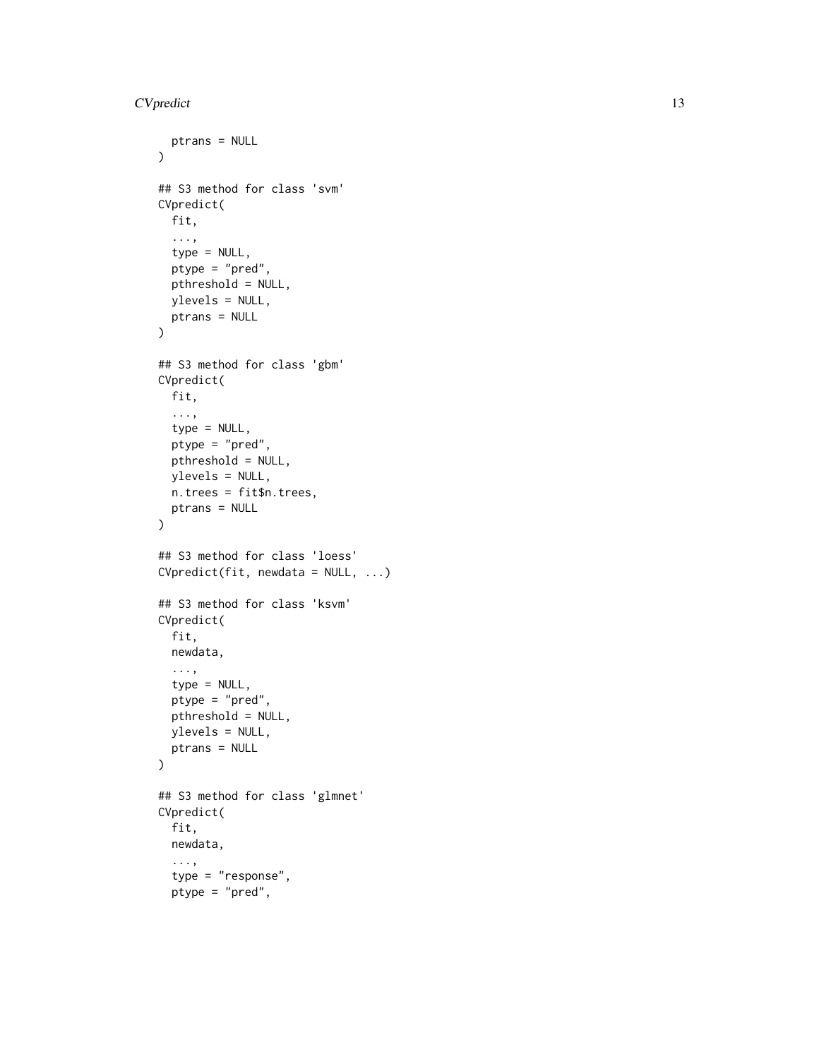```
  ptrans = NULL
)

## S3 method for class 'svm'
CVpredict(
  fit,
  ...,
  type = NULL,
  ptype = "pred",
  pthreshold = NULL,
  ylevels = NULL,
  ptrans = NULL
)

## S3 method for class 'gbm'
CVpredict(
  fit,
  ...,
  type = NULL,
  ptype = "pred",
  pthreshold = NULL,
  ylevels = NULL,
  n.trees = fit$n.trees,
  ptrans = NULL
)

## S3 method for class 'loess'
CVpredict(fit, newdata = NULL, ...)

## S3 method for class 'ksvm'
CVpredict(
  fit,
  newdata,
  ...,
  type = NULL,
  ptype = "pred",
  pthreshold = NULL,
  ylevels = NULL,
  ptrans = NULL
)

## S3 method for class 'glmnet'
CVpredict(
  fit,
  newdata,
  ...,
  type = "response",
  ptype = "pred",
```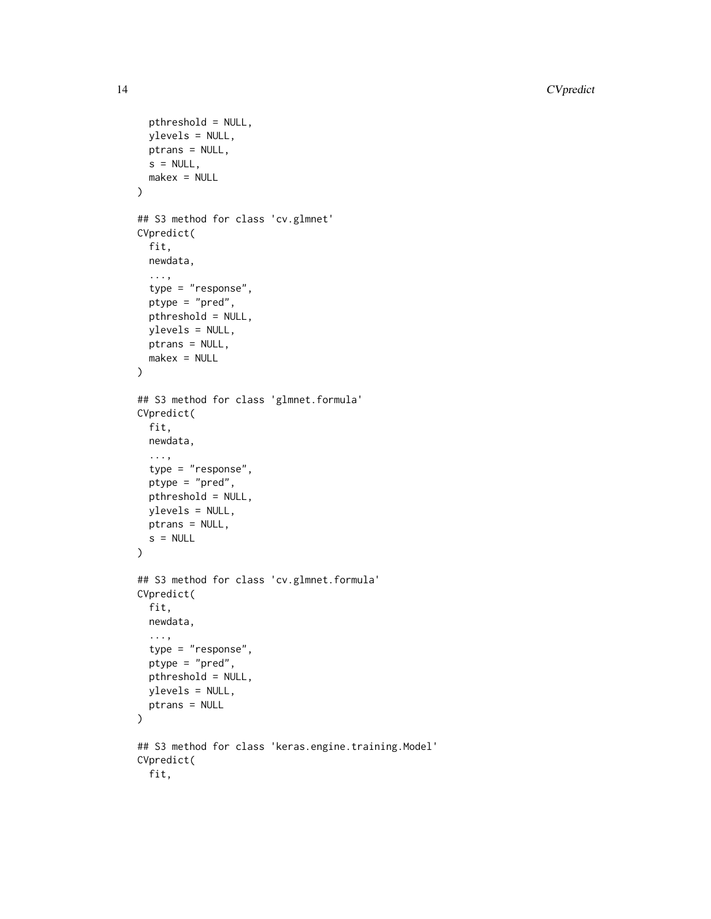```
  pthreshold = NULL,
  ylevels = NULL,
  ptrans = NULL,
  s = NULL,
  makex = NULL
)

## S3 method for class 'cv.glmnet'
CVpredict(
  fit,
  newdata,
  ...,
  type = "response",
  ptype = "pred",
  pthreshold = NULL,
  ylevels = NULL,
  ptrans = NULL,
  makex = NULL
)

## S3 method for class 'glmnet.formula'
CVpredict(
  fit,
  newdata,
  ...,
  type = "response",
  ptype = "pred",
  pthreshold = NULL,
  ylevels = NULL,
  ptrans = NULL,
  s = NULL
)

## S3 method for class 'cv.glmnet.formula'
CVpredict(
  fit,
  newdata,
  ...,
  type = "response",
  ptype = "pred",
  pthreshold = NULL,
  ylevels = NULL,
  ptrans = NULL
)

## S3 method for class 'keras.engine.training.Model'
CVpredict(
  fit,
```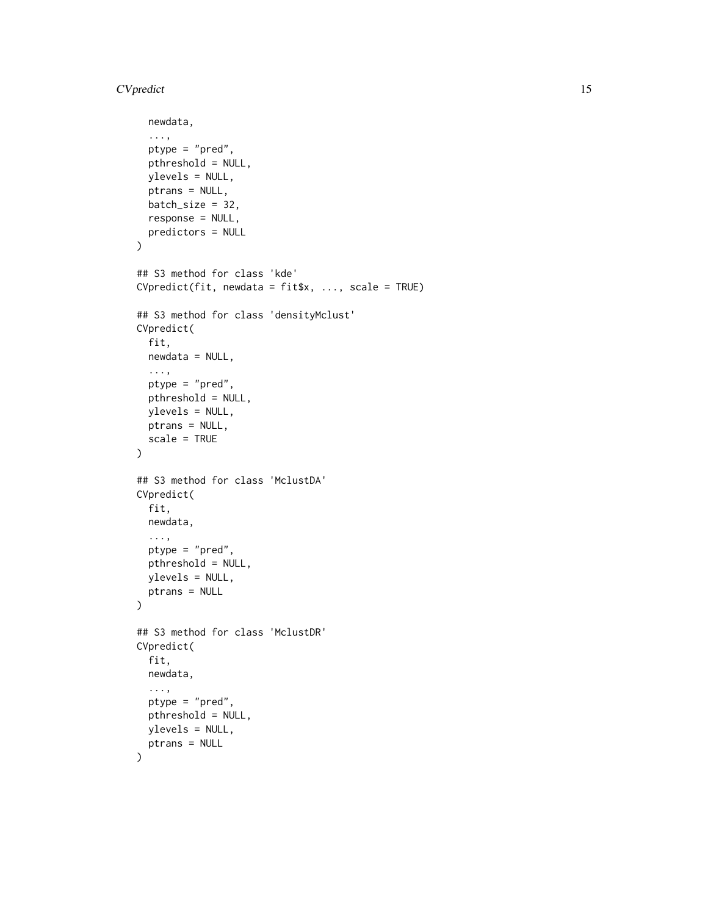```
  newdata,
  ...,
  ptype = "pred",
  pthreshold = NULL,
  ylevels = NULL,
  ptrans = NULL,
  batch_size = 32,
  response = NULL,
  predictors = NULL
)

## S3 method for class 'kde'
CVpredict(fit, newdata = fit$x, ..., scale = TRUE)

## S3 method for class 'densityMclust'
CVpredict(
  fit,
  newdata = NULL,
  ...,
  ptype = "pred",
  pthreshold = NULL,
  ylevels = NULL,
  ptrans = NULL,
  scale = TRUE
)

## S3 method for class 'MclustDA'
CVpredict(
  fit,
  newdata,
  ...,
  ptype = "pred",
  pthreshold = NULL,
  ylevels = NULL,
  ptrans = NULL
)

## S3 method for class 'MclustDR'
CVpredict(
  fit,
  newdata,
  ...,
  ptype = "pred",
  pthreshold = NULL,
  ylevels = NULL,
  ptrans = NULL
)
```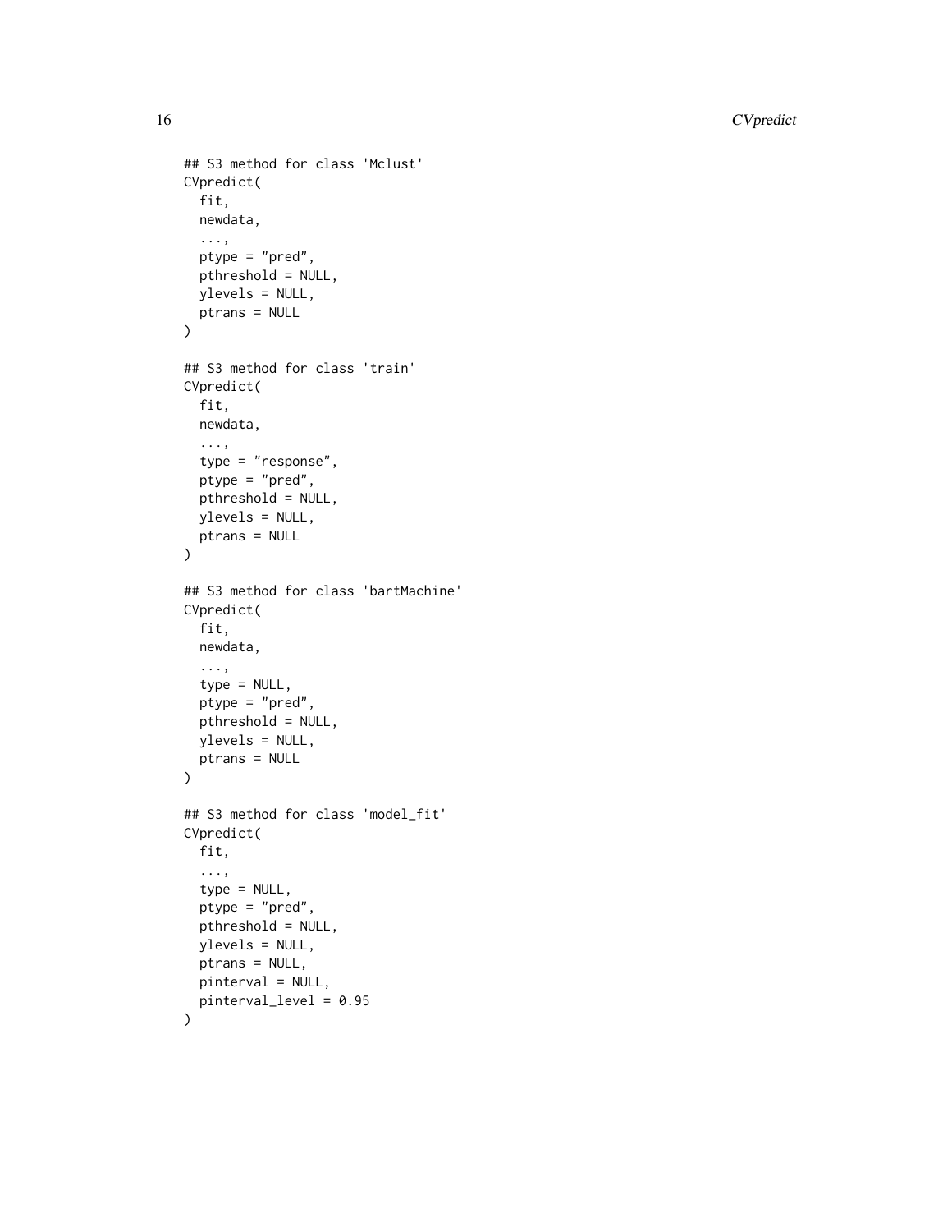```
## S3 method for class 'Mclust'
CVpredict(
  fit,
  newdata,
  ...,
  ptype = "pred",
  pthreshold = NULL,
  ylevels = NULL,
  ptrans = NULL
)

## S3 method for class 'train'
CVpredict(
  fit,
  newdata,
  ...,
  type = "response",
  ptype = "pred",
  pthreshold = NULL,
  ylevels = NULL,
  ptrans = NULL
)

## S3 method for class 'bartMachine'
CVpredict(
  fit,
  newdata,
  ...,
  type = NULL,
  ptype = "pred",
  pthreshold = NULL,
  ylevels = NULL,
  ptrans = NULL
)

## S3 method for class 'model_fit'
CVpredict(
  fit,
  ...,
  type = NULL,
  ptype = "pred",
  pthreshold = NULL,
  ylevels = NULL,
  ptrans = NULL,
  pinterval = NULL,
  pinterval_level = 0.95
)
```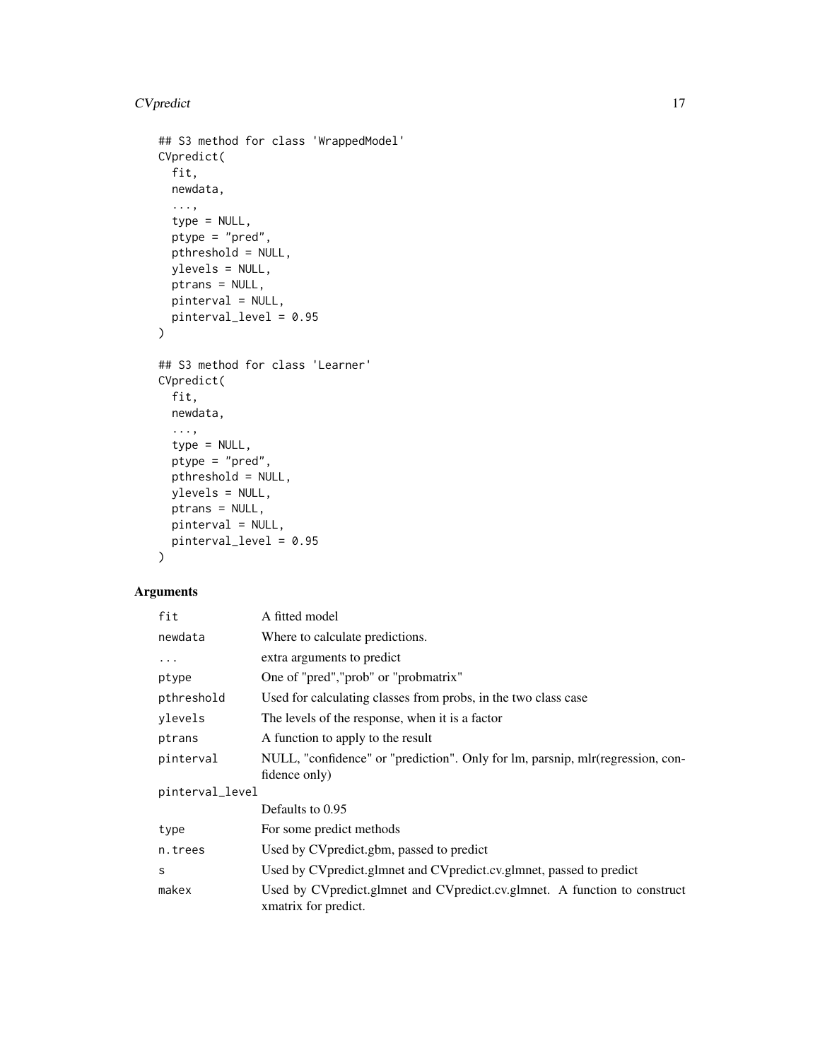```
## S3 method for class 'WrappedModel'
CVpredict(
  fit,
  newdata,
  ...,
  type = NULL,
  ptype = "pred",
  pthreshold = NULL,
  ylevels = NULL,
  ptrans = NULL,
  pinterval = NULL,
  pinterval_level = 0.95
)

## S3 method for class 'Learner'
CVpredict(
  fit,
  newdata,
  ...,
  type = NULL,
  ptype = "pred",
  pthreshold = NULL,
  ylevels = NULL,
  ptrans = NULL,
  pinterval = NULL,
  pinterval_level = 0.95
)
```

## Arguments

| | |
|---|---|
| `fit` | A fitted model |
| `newdata` | Where to calculate predictions. |
| `...` | extra arguments to predict |
| `ptype` | One of "pred","prob" or "probmatrix" |
| `pthreshold` | Used for calculating classes from probs, in the two class case |
| `ylevels` | The levels of the response, when it is a factor |
| `ptrans` | A function to apply to the result |
| `pinterval` | NULL, "confidence" or "prediction". Only for lm, parsnip, mlr(regression, confidence only) |
| `pinterval_level` | Defaults to 0.95 |
| `type` | For some predict methods |
| `n.trees` | Used by CVpredict.gbm, passed to predict |
| `s` | Used by CVpredict.glmnet and CVpredict.cv.glmnet, passed to predict |
| `makex` | Used by CVpredict.glmnet and CVpredict.cv.glmnet. A function to construct xmatrix for predict. |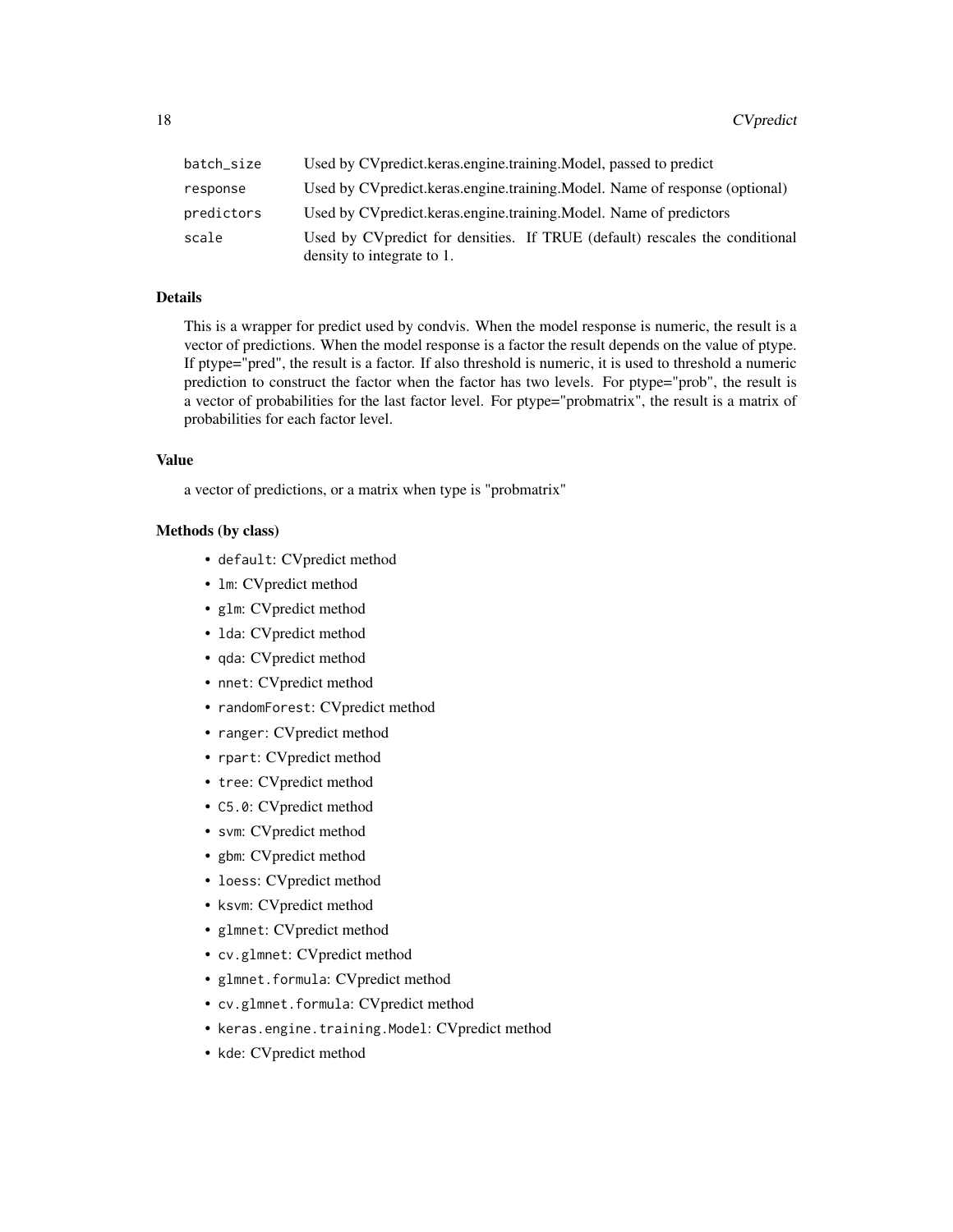| | |
|---|---|
| `batch_size` | Used by CVpredict.keras.engine.training.Model, passed to predict |
| `response` | Used by CVpredict.keras.engine.training.Model. Name of response (optional) |
| `predictors` | Used by CVpredict.keras.engine.training.Model. Name of predictors |
| `scale` | Used by CVpredict for densities. If TRUE (default) rescales the conditional density to integrate to 1. |

### Details

This is a wrapper for predict used by condvis. When the model response is numeric, the result is a vector of predictions. When the model response is a factor the result depends on the value of ptype. If ptype="pred", the result is a factor. If also threshold is numeric, it is used to threshold a numeric prediction to construct the factor when the factor has two levels. For ptype="prob", the result is a vector of probabilities for the last factor level. For ptype="probmatrix", the result is a matrix of probabilities for each factor level.

### Value

a vector of predictions, or a matrix when type is "probmatrix"

### Methods (by class)

- `default`: CVpredict method
- `lm`: CVpredict method
- `glm`: CVpredict method
- `lda`: CVpredict method
- `qda`: CVpredict method
- `nnet`: CVpredict method
- `randomForest`: CVpredict method
- `ranger`: CVpredict method
- `rpart`: CVpredict method
- `tree`: CVpredict method
- `C5.0`: CVpredict method
- `svm`: CVpredict method
- `gbm`: CVpredict method
- `loess`: CVpredict method
- `ksvm`: CVpredict method
- `glmnet`: CVpredict method
- `cv.glmnet`: CVpredict method
- `glmnet.formula`: CVpredict method
- `cv.glmnet.formula`: CVpredict method
- `keras.engine.training.Model`: CVpredict method
- `kde`: CVpredict method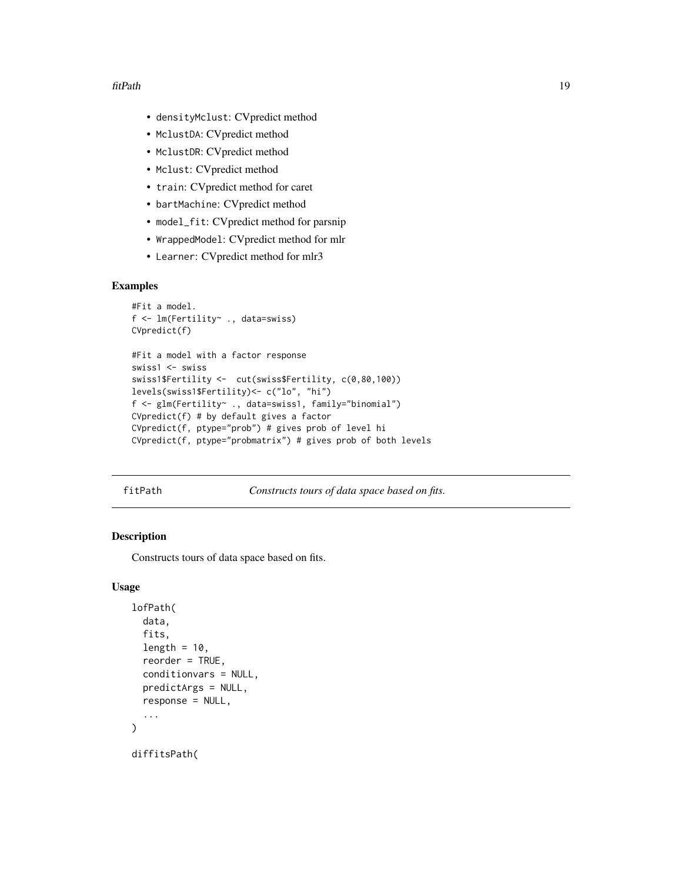- `densityMclust`: CVpredict method
- `MclustDA`: CVpredict method
- `MclustDR`: CVpredict method
- `Mclust`: CVpredict method
- `train`: CVpredict method for caret
- `bartMachine`: CVpredict method
- `model_fit`: CVpredict method for parsnip
- `WrappedModel`: CVpredict method for mlr
- `Learner`: CVpredict method for mlr3

## Examples

```
#Fit a model.
f <- lm(Fertility~ ., data=swiss)
CVpredict(f)

#Fit a model with a factor response
swiss1 <- swiss
swiss1$Fertility <-  cut(swiss$Fertility, c(0,80,100))
levels(swiss1$Fertility)<- c("lo", "hi")
f <- glm(Fertility~ ., data=swiss1, family="binomial")
CVpredict(f) # by default gives a factor
CVpredict(f, ptype="prob") # gives prob of level hi
CVpredict(f, ptype="probmatrix") # gives prob of both levels
```

---

# fitPath — *Constructs tours of data space based on fits.*

---

## Description

Constructs tours of data space based on fits.

## Usage

```
lofPath(
  data,
  fits,
  length = 10,
  reorder = TRUE,
  conditionvars = NULL,
  predictArgs = NULL,
  response = NULL,
  ...
)

diffitsPath(
```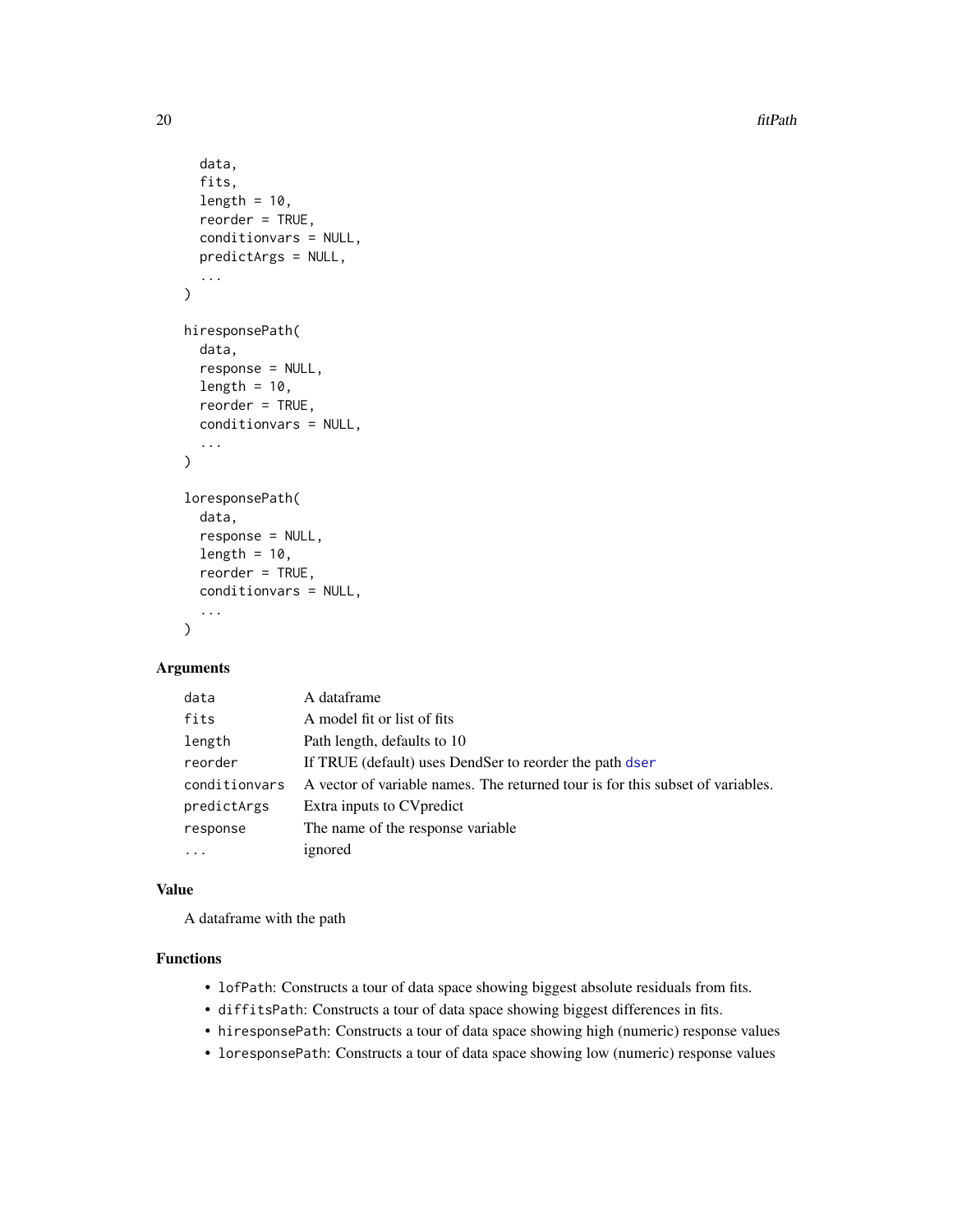```
  data,
  fits,
  length = 10,
  reorder = TRUE,
  conditionvars = NULL,
  predictArgs = NULL,
  ...
)

hiresponsePath(
  data,
  response = NULL,
  length = 10,
  reorder = TRUE,
  conditionvars = NULL,
  ...
)

loresponsePath(
  data,
  response = NULL,
  length = 10,
  reorder = TRUE,
  conditionvars = NULL,
  ...
)
```

## Arguments

| | |
|---|---|
| `data` | A dataframe |
| `fits` | A model fit or list of fits |
| `length` | Path length, defaults to 10 |
| `reorder` | If TRUE (default) uses DendSer to reorder the path `dser` |
| `conditionvars` | A vector of variable names. The returned tour is for this subset of variables. |
| `predictArgs` | Extra inputs to CVpredict |
| `response` | The name of the response variable |
| `...` | ignored |

## Value

A dataframe with the path

## Functions

- `lofPath`: Constructs a tour of data space showing biggest absolute residuals from fits.
- `diffitsPath`: Constructs a tour of data space showing biggest differences in fits.
- `hiresponsePath`: Constructs a tour of data space showing high (numeric) response values
- `loresponsePath`: Constructs a tour of data space showing low (numeric) response values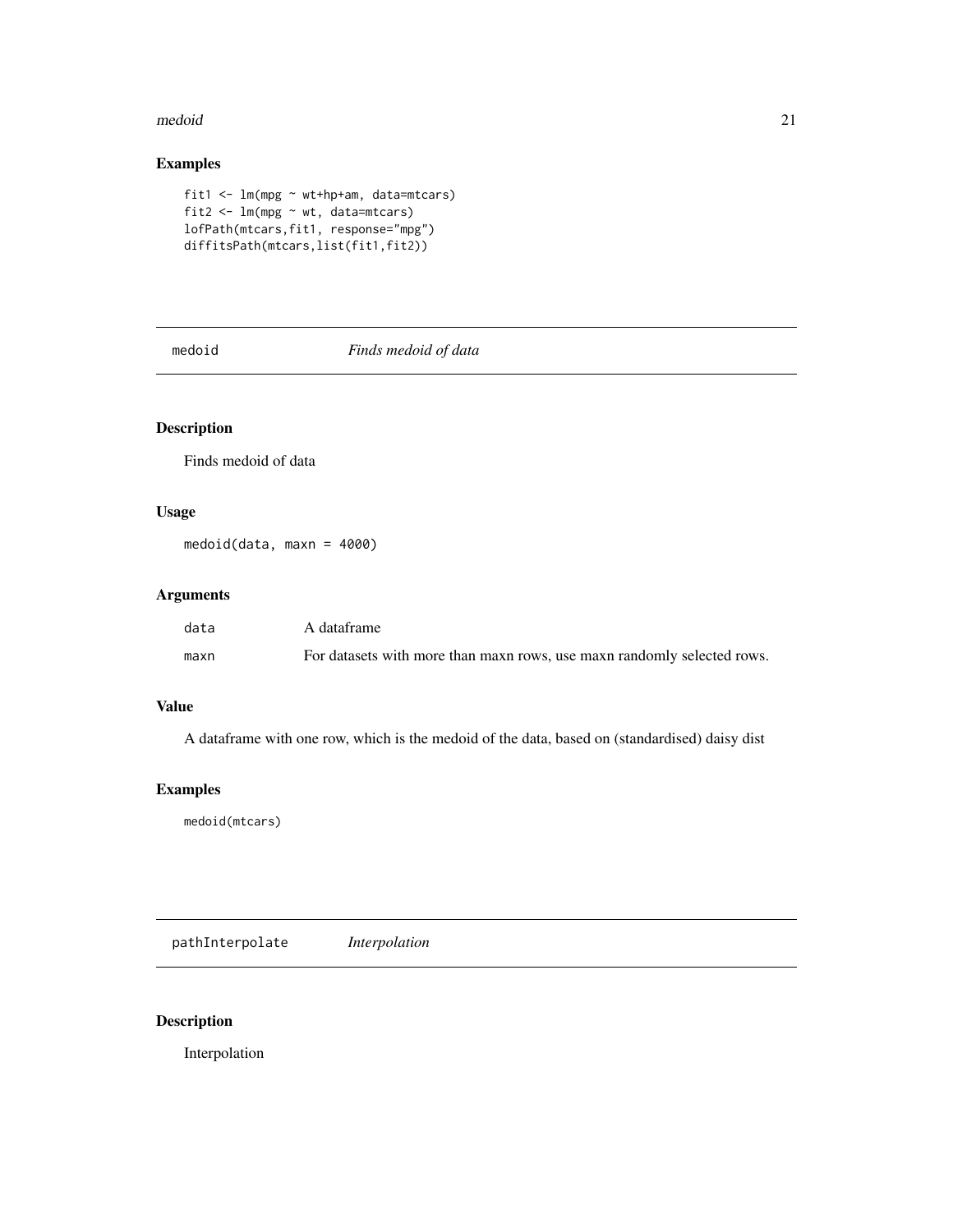## Examples

```
fit1 <- lm(mpg ~ wt+hp+am, data=mtcars)
fit2 <- lm(mpg ~ wt, data=mtcars)
lofPath(mtcars,fit1, response="mpg")
diffitsPath(mtcars,list(fit1,fit2))
```

---

# medoid    *Finds medoid of data*

---

## Description

Finds medoid of data

## Usage

```
medoid(data, maxn = 4000)
```

## Arguments

| | |
|---|---|
| data | A dataframe |
| maxn | For datasets with more than maxn rows, use maxn randomly selected rows. |

## Value

A dataframe with one row, which is the medoid of the data, based on (standardised) daisy dist

## Examples

```
medoid(mtcars)
```

---

# pathInterpolate    *Interpolation*

---

## Description

Interpolation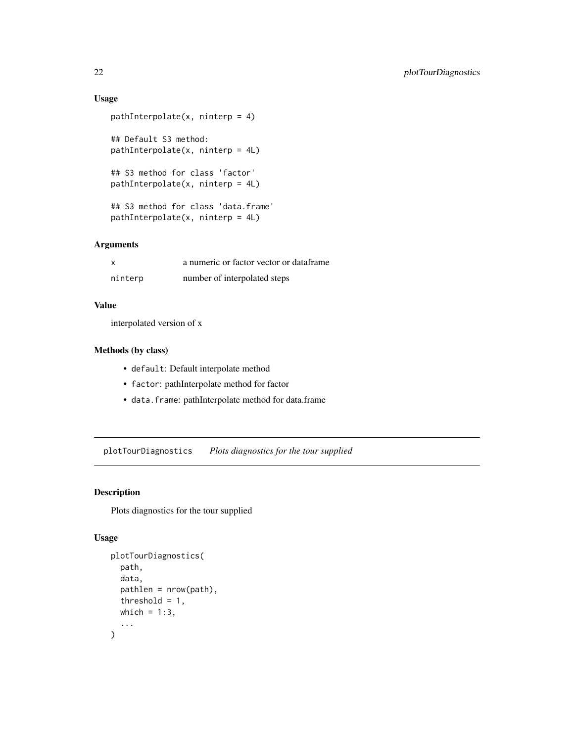### Usage

```
pathInterpolate(x, ninterp = 4)

## Default S3 method:
pathInterpolate(x, ninterp = 4L)

## S3 method for class 'factor'
pathInterpolate(x, ninterp = 4L)

## S3 method for class 'data.frame'
pathInterpolate(x, ninterp = 4L)
```

### Arguments

| | |
|---|---|
| `x` | a numeric or factor vector or dataframe |
| `ninterp` | number of interpolated steps |

### Value

interpolated version of x

### Methods (by class)

- `default`: Default interpolate method
- `factor`: pathInterpolate method for factor
- `data.frame`: pathInterpolate method for data.frame

---

## `plotTourDiagnostics` *Plots diagnostics for the tour supplied*

---

### Description

Plots diagnostics for the tour supplied

### Usage

```
plotTourDiagnostics(
  path,
  data,
  pathlen = nrow(path),
  threshold = 1,
  which = 1:3,
  ...
)
```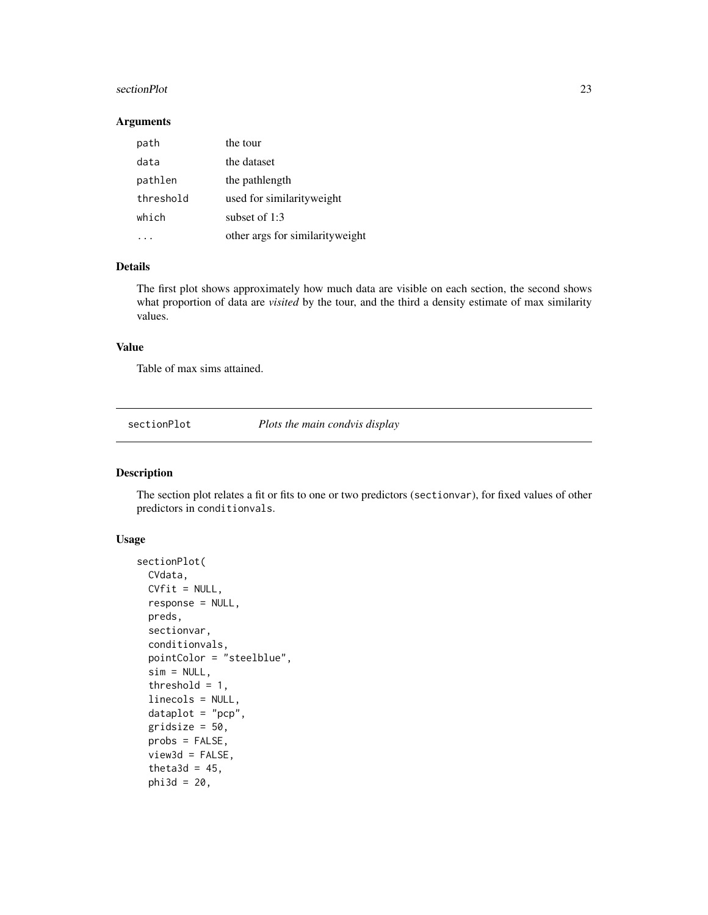### Arguments

| | |
|---|---|
| path | the tour |
| data | the dataset |
| pathlen | the pathlength |
| threshold | used for similarityweight |
| which | subset of 1:3 |
| ... | other args for similarityweight |

### Details

The first plot shows approximately how much data are visible on each section, the second shows what proportion of data are *visited* by the tour, and the third a density estimate of max similarity values.

### Value

Table of max sims attained.

---

## sectionPlot — *Plots the main condvis display*

### Description

The section plot relates a fit or fits to one or two predictors (sectionvar), for fixed values of other predictors in conditionvals.

### Usage

```
sectionPlot(
  CVdata,
  CVfit = NULL,
  response = NULL,
  preds,
  sectionvar,
  conditionvals,
  pointColor = "steelblue",
  sim = NULL,
  threshold = 1,
  linecols = NULL,
  dataplot = "pcp",
  gridsize = 50,
  probs = FALSE,
  view3d = FALSE,
  theta3d = 45,
  phi3d = 20,
```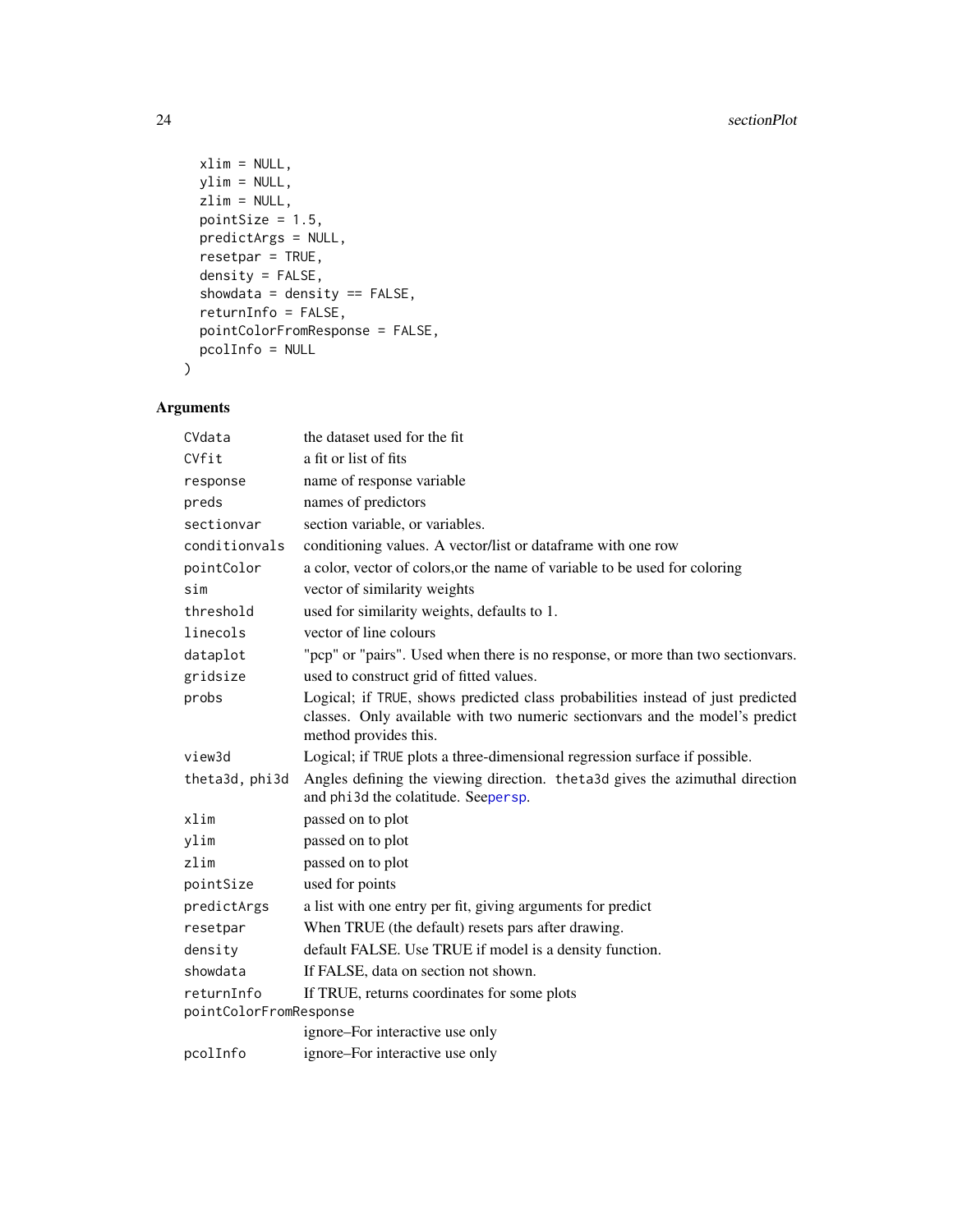```
  xlim = NULL,
  ylim = NULL,
  zlim = NULL,
  pointSize = 1.5,
  predictArgs = NULL,
  resetpar = TRUE,
  density = FALSE,
  showdata = density == FALSE,
  returnInfo = FALSE,
  pointColorFromResponse = FALSE,
  pcolInfo = NULL
)
```

## Arguments

| | |
|---|---|
| CVdata | the dataset used for the fit |
| CVfit | a fit or list of fits |
| response | name of response variable |
| preds | names of predictors |
| sectionvar | section variable, or variables. |
| conditionvals | conditioning values. A vector/list or dataframe with one row |
| pointColor | a color, vector of colors,or the name of variable to be used for coloring |
| sim | vector of similarity weights |
| threshold | used for similarity weights, defaults to 1. |
| linecols | vector of line colours |
| dataplot | "pcp" or "pairs". Used when there is no response, or more than two sectionvars. |
| gridsize | used to construct grid of fitted values. |
| probs | Logical; if TRUE, shows predicted class probabilities instead of just predicted classes. Only available with two numeric sectionvars and the model's predict method provides this. |
| view3d | Logical; if TRUE plots a three-dimensional regression surface if possible. |
| theta3d, phi3d | Angles defining the viewing direction. theta3d gives the azimuthal direction and phi3d the colatitude. Seepersp. |
| xlim | passed on to plot |
| ylim | passed on to plot |
| zlim | passed on to plot |
| pointSize | used for points |
| predictArgs | a list with one entry per fit, giving arguments for predict |
| resetpar | When TRUE (the default) resets pars after drawing. |
| density | default FALSE. Use TRUE if model is a density function. |
| showdata | If FALSE, data on section not shown. |
| returnInfo | If TRUE, returns coordinates for some plots |
| pointColorFromResponse | ignore–For interactive use only |
| pcolInfo | ignore–For interactive use only |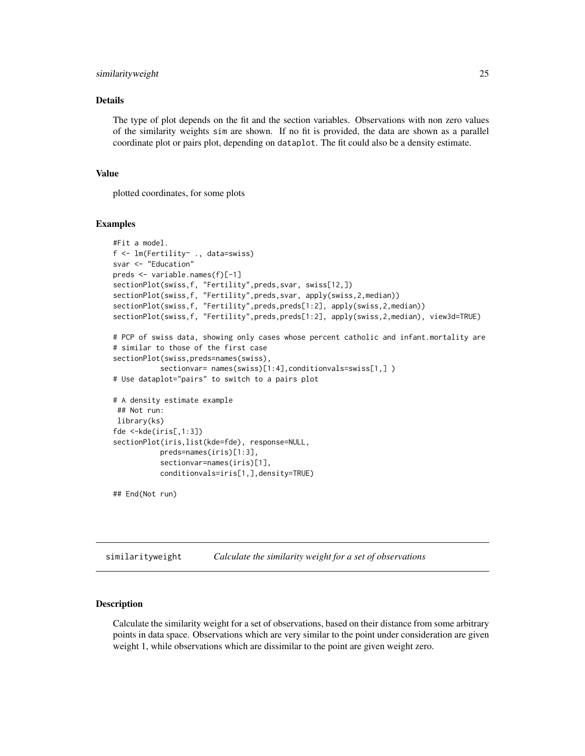### Details

The type of plot depends on the fit and the section variables. Observations with non zero values of the similarity weights sim are shown. If no fit is provided, the data are shown as a parallel coordinate plot or pairs plot, depending on dataplot. The fit could also be a density estimate.

### Value

plotted coordinates, for some plots

### Examples

```
#Fit a model.
f <- lm(Fertility~ ., data=swiss)
svar <- "Education"
preds <- variable.names(f)[-1]
sectionPlot(swiss,f, "Fertility",preds,svar, swiss[12,])
sectionPlot(swiss,f, "Fertility",preds,svar, apply(swiss,2,median))
sectionPlot(swiss,f, "Fertility",preds,preds[1:2], apply(swiss,2,median))
sectionPlot(swiss,f, "Fertility",preds,preds[1:2], apply(swiss,2,median), view3d=TRUE)

# PCP of swiss data, showing only cases whose percent catholic and infant.mortality are
# similar to those of the first case
sectionPlot(swiss,preds=names(swiss),
           sectionvar= names(swiss)[1:4],conditionvals=swiss[1,] )
# Use dataplot="pairs" to switch to a pairs plot

# A density estimate example
 ## Not run:
 library(ks)
fde <-kde(iris[,1:3])
sectionPlot(iris,list(kde=fde), response=NULL,
           preds=names(iris)[1:3],
           sectionvar=names(iris)[1],
           conditionvals=iris[1,],density=TRUE)

## End(Not run)
```

---

## similarityweight &nbsp;&nbsp;&nbsp; *Calculate the similarity weight for a set of observations*

### Description

Calculate the similarity weight for a set of observations, based on their distance from some arbitrary points in data space. Observations which are very similar to the point under consideration are given weight 1, while observations which are dissimilar to the point are given weight zero.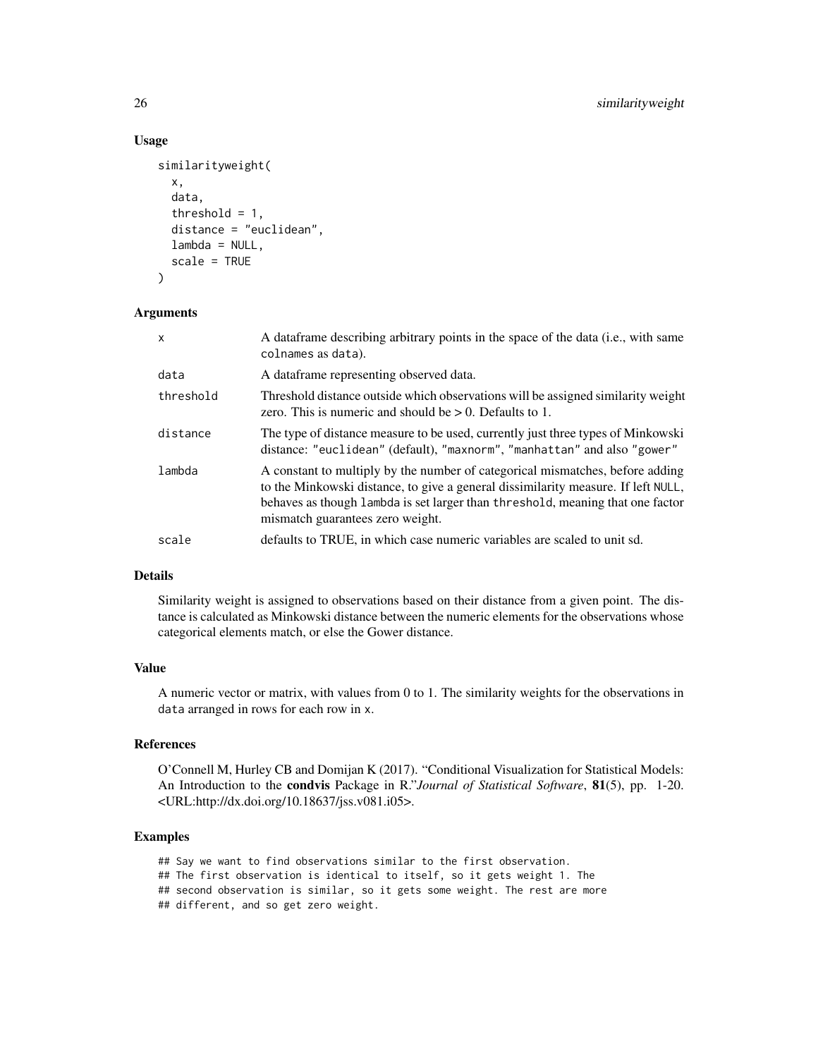## Usage

```
similarityweight(
  x,
  data,
  threshold = 1,
  distance = "euclidean",
  lambda = NULL,
  scale = TRUE
)
```

## Arguments

| | |
|---|---|
| x | A dataframe describing arbitrary points in the space of the data (i.e., with same colnames as data). |
| data | A dataframe representing observed data. |
| threshold | Threshold distance outside which observations will be assigned similarity weight zero. This is numeric and should be > 0. Defaults to 1. |
| distance | The type of distance measure to be used, currently just three types of Minkowski distance: "euclidean" (default), "maxnorm", "manhattan" and also "gower" |
| lambda | A constant to multiply by the number of categorical mismatches, before adding to the Minkowski distance, to give a general dissimilarity measure. If left NULL, behaves as though lambda is set larger than threshold, meaning that one factor mismatch guarantees zero weight. |
| scale | defaults to TRUE, in which case numeric variables are scaled to unit sd. |

## Details

Similarity weight is assigned to observations based on their distance from a given point. The distance is calculated as Minkowski distance between the numeric elements for the observations whose categorical elements match, or else the Gower distance.

## Value

A numeric vector or matrix, with values from 0 to 1. The similarity weights for the observations in data arranged in rows for each row in x.

## References

O'Connell M, Hurley CB and Domijan K (2017). "Conditional Visualization for Statistical Models: An Introduction to the **condvis** Package in R."*Journal of Statistical Software*, **81**(5), pp. 1-20. <URL:http://dx.doi.org/10.18637/jss.v081.i05>.

## Examples

```
## Say we want to find observations similar to the first observation.
## The first observation is identical to itself, so it gets weight 1. The
## second observation is similar, so it gets some weight. The rest are more
## different, and so get zero weight.
```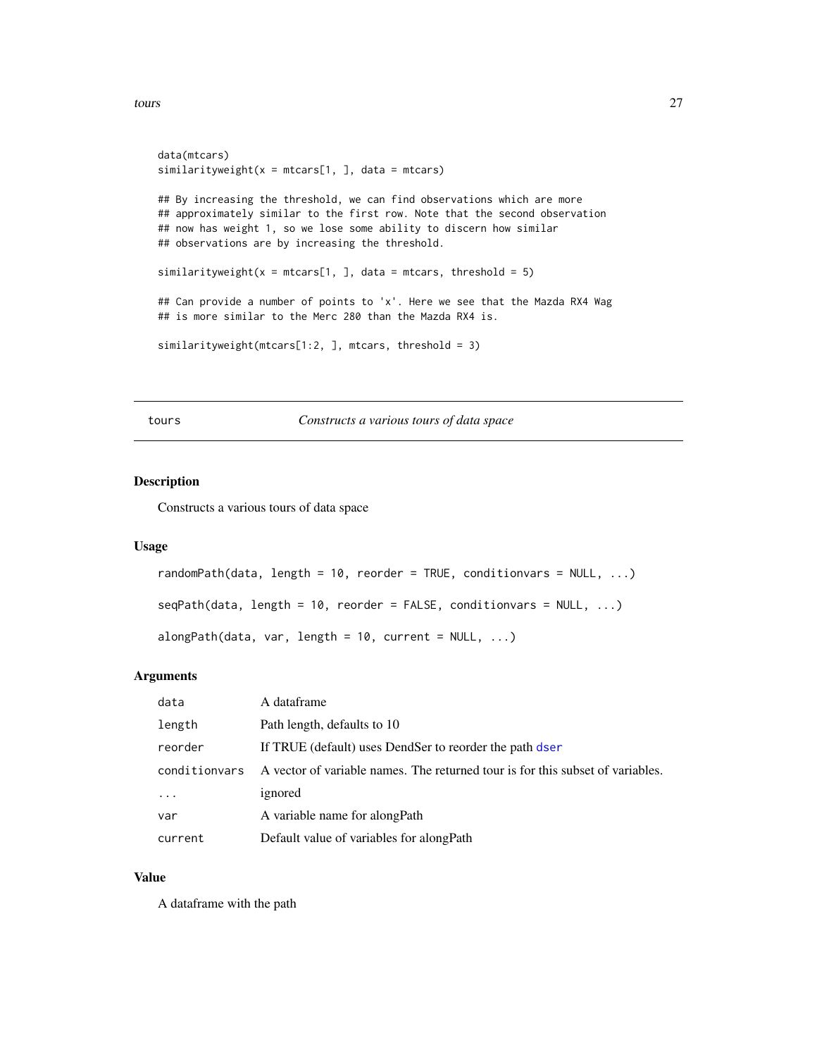```
data(mtcars)
similarityweight(x = mtcars[1, ], data = mtcars)

## By increasing the threshold, we can find observations which are more
## approximately similar to the first row. Note that the second observation
## now has weight 1, so we lose some ability to discern how similar
## observations are by increasing the threshold.

similarityweight(x = mtcars[1, ], data = mtcars, threshold = 5)

## Can provide a number of points to 'x'. Here we see that the Mazda RX4 Wag
## is more similar to the Merc 280 than the Mazda RX4 is.

similarityweight(mtcars[1:2, ], mtcars, threshold = 3)
```

---

## tours — *Constructs a various tours of data space*

### Description

Constructs a various tours of data space

### Usage

```
randomPath(data, length = 10, reorder = TRUE, conditionvars = NULL, ...)

seqPath(data, length = 10, reorder = FALSE, conditionvars = NULL, ...)

alongPath(data, var, length = 10, current = NULL, ...)
```

### Arguments

| Argument | Description |
|---|---|
| `data` | A dataframe |
| `length` | Path length, defaults to 10 |
| `reorder` | If TRUE (default) uses DendSer to reorder the path `dser` |
| `conditionvars` | A vector of variable names. The returned tour is for this subset of variables. |
| `...` | ignored |
| `var` | A variable name for alongPath |
| `current` | Default value of variables for alongPath |

### Value

A dataframe with the path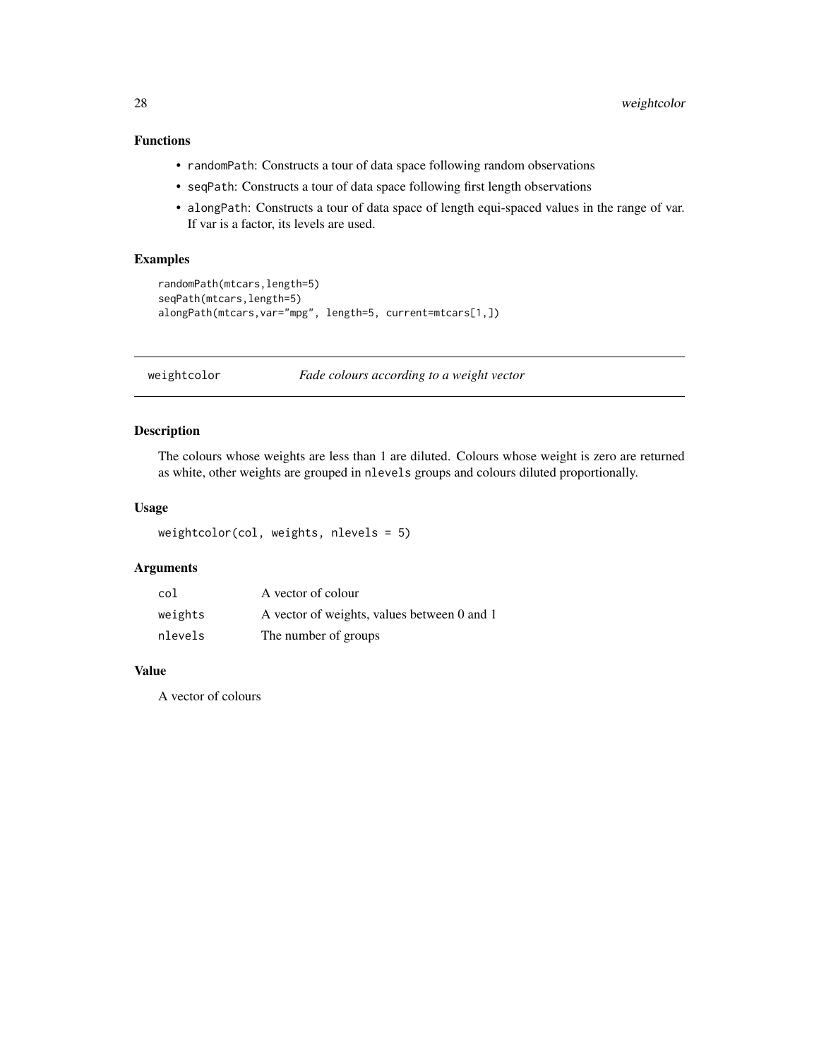## Functions

- `randomPath`: Constructs a tour of data space following random observations
- `seqPath`: Constructs a tour of data space following first length observations
- `alongPath`: Constructs a tour of data space of length equi-spaced values in the range of var. If var is a factor, its levels are used.

## Examples

```
randomPath(mtcars,length=5)
seqPath(mtcars,length=5)
alongPath(mtcars,var="mpg", length=5, current=mtcars[1,])
```

---

# weightcolor — *Fade colours according to a weight vector*

---

## Description

The colours whose weights are less than 1 are diluted. Colours whose weight is zero are returned as white, other weights are grouped in `nlevels` groups and colours diluted proportionally.

## Usage

```
weightcolor(col, weights, nlevels = 5)
```

## Arguments

| | |
|---|---|
| `col` | A vector of colour |
| `weights` | A vector of weights, values between 0 and 1 |
| `nlevels` | The number of groups |

## Value

A vector of colours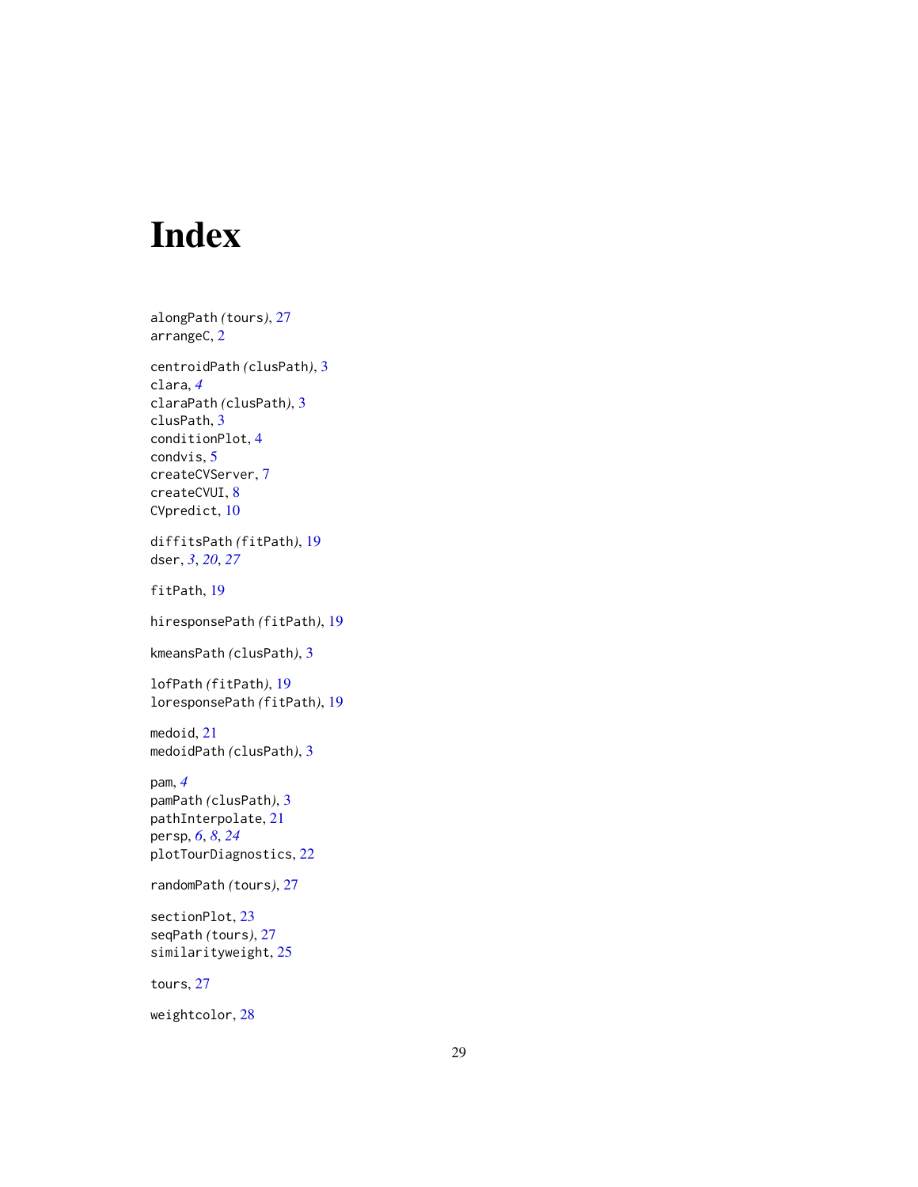# Index

alongPath *(tours)*, 27
arrangeC, 2

centroidPath *(clusPath)*, 3
clara, *4*
claraPath *(clusPath)*, 3
clusPath, 3
conditionPlot, 4
condvis, 5
createCVServer, 7
createCVUI, 8
CVpredict, 10

diffitsPath *(fitPath)*, 19
dser, *3*, *20*, *27*

fitPath, 19

hiresponsePath *(fitPath)*, 19

kmeansPath *(clusPath)*, 3

lofPath *(fitPath)*, 19
loresponsePath *(fitPath)*, 19

medoid, 21
medoidPath *(clusPath)*, 3

pam, *4*
pamPath *(clusPath)*, 3
pathInterpolate, 21
persp, *6*, *8*, *24*
plotTourDiagnostics, 22

randomPath *(tours)*, 27

sectionPlot, 23
seqPath *(tours)*, 27
similarityweight, 25

tours, 27

weightcolor, 28